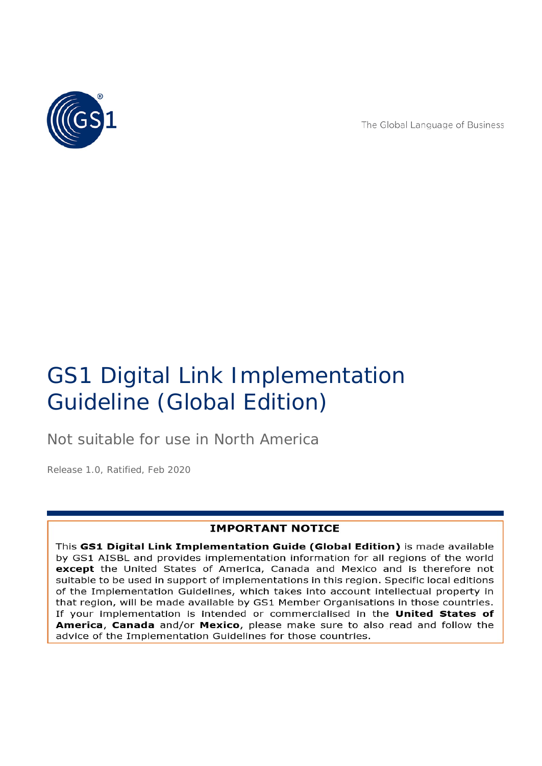The Global Language of Business

# GS1 Digital Link Implementation Guideline (Global Edition)

Not suitable for use in North America

Release 1.0, Ratified, Feb 2020

**IMPORTANT NOTICE**

This **GS1 Digital Link Implementation Guide (Global Edition)** is made available by GS1 AISBL and provides implementation information for all regions of the world **except** the United States of America, Canada and Mexico and is therefore not suitable to be used in support of implementations in this region. Specific local editions of the Implementation Guidelines, which takes into account intellectual property in that region, will be made available by GS1 Member Organisations in those countries. If your implementation is intended or commercialised in the **United States of America**, **Canada** and/or **Mexico**, please make sure to also read and follow the advice of the Implementation Guidelines for those countries.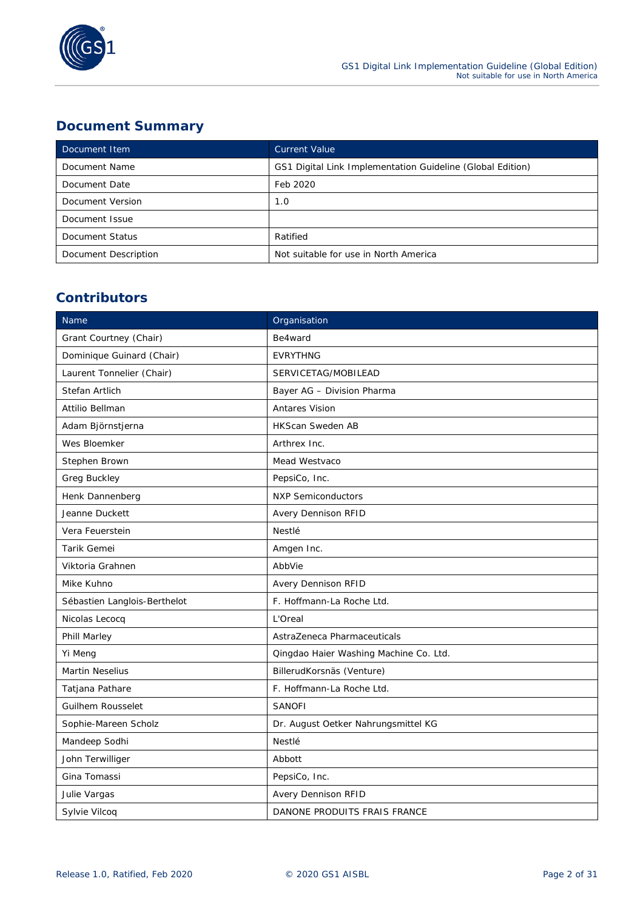## Document Summary

| Document Item | Current Value |
|---|---|
| Document Name | GS1 Digital Link Implementation Guideline (Global Edition) |
| Document Date | Feb 2020 |
| Document Version | 1.0 |
| Document Issue | |
| Document Status | Ratified |
| Document Description | Not suitable for use in North America |

## Contributors

| Name | Organisation |
|---|---|
| Grant Courtney (Chair) | Be4ward |
| Dominique Guinard (Chair) | EVRYTHNG |
| Laurent Tonnelier (Chair) | SERVICETAG/MOBILEAD |
| Stefan Artlich | Bayer AG – Division Pharma |
| Attilio Bellman | Antares Vision |
| Adam Björnstjerna | HKScan Sweden AB |
| Wes Bloemker | Arthrex Inc. |
| Stephen Brown | Mead Westvaco |
| Greg Buckley | PepsiCo, Inc. |
| Henk Dannenberg | NXP Semiconductors |
| Jeanne Duckett | Avery Dennison RFID |
| Vera Feuerstein | Nestlé |
| Tarik Gemei | Amgen Inc. |
| Viktoria Grahnen | AbbVie |
| Mike Kuhno | Avery Dennison RFID |
| Sébastien Langlois-Berthelot | F. Hoffmann-La Roche Ltd. |
| Nicolas Lecocq | L'Oreal |
| Phill Marley | AstraZeneca Pharmaceuticals |
| Yi Meng | Qingdao Haier Washing Machine Co. Ltd. |
| Martin Neselius | BillerudKorsnäs (Venture) |
| Tatjana Pathare | F. Hoffmann-La Roche Ltd. |
| Guilhem Rousselet | SANOFI |
| Sophie-Mareen Scholz | Dr. August Oetker Nahrungsmittel KG |
| Mandeep Sodhi | Nestlé |
| John Terwilliger | Abbott |
| Gina Tomassi | PepsiCo, Inc. |
| Julie Vargas | Avery Dennison RFID |
| Sylvie Vilcoq | DANONE PRODUITS FRAIS FRANCE |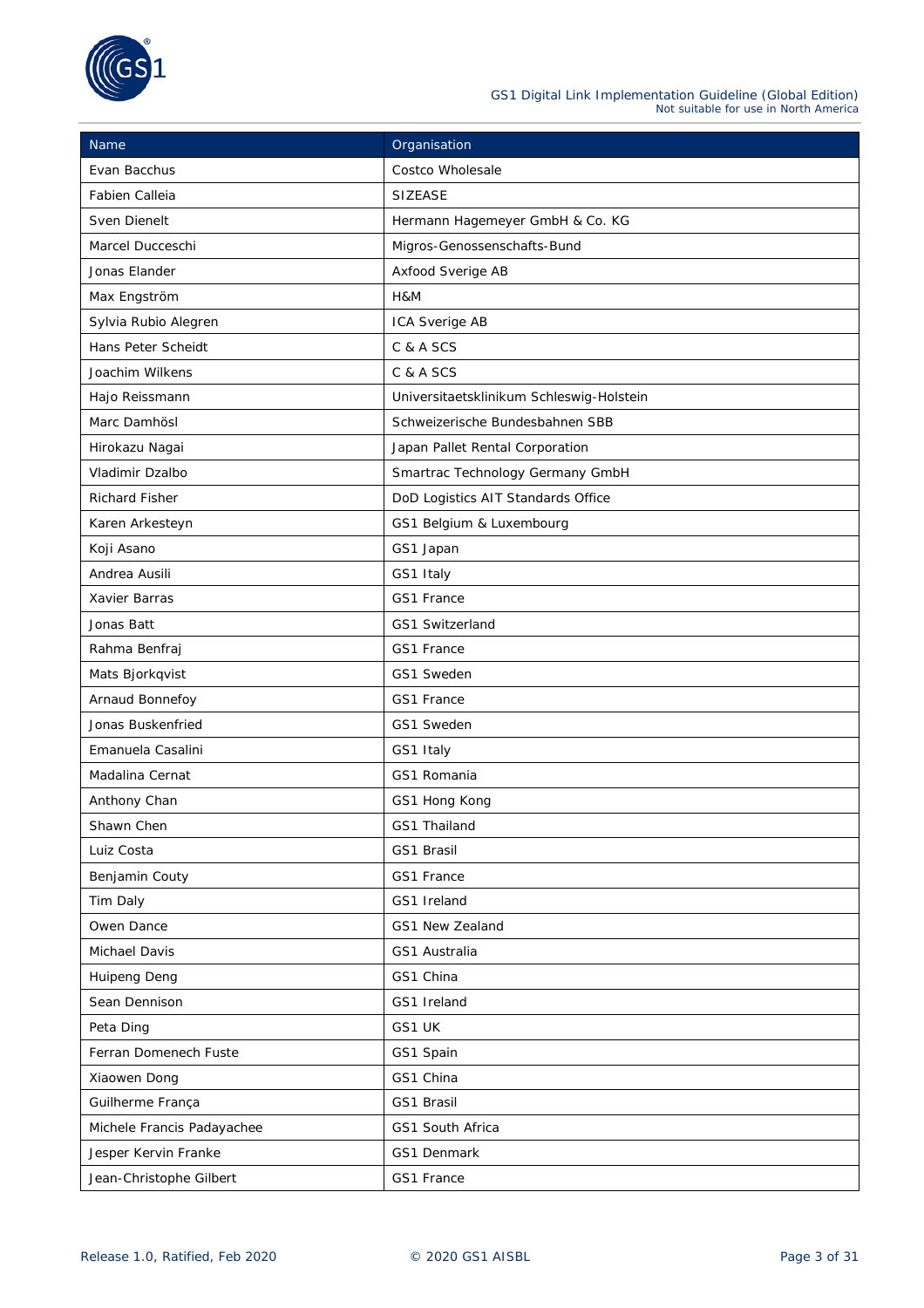| Name | Organisation |
| --- | --- |
| Evan Bacchus | Costco Wholesale |
| Fabien Calleia | SIZEASE |
| Sven Dienelt | Hermann Hagemeyer GmbH & Co. KG |
| Marcel Ducceschi | Migros-Genossenschafts-Bund |
| Jonas Elander | Axfood Sverige AB |
| Max Engström | H&M |
| Sylvia Rubio Alegren | ICA Sverige AB |
| Hans Peter Scheidt | C & A SCS |
| Joachim Wilkens | C & A SCS |
| Hajo Reissmann | Universitaetsklinikum Schleswig-Holstein |
| Marc Damhösl | Schweizerische Bundesbahnen SBB |
| Hirokazu Nagai | Japan Pallet Rental Corporation |
| Vladimir Dzalbo | Smartrac Technology Germany GmbH |
| Richard Fisher | DoD Logistics AIT Standards Office |
| Karen Arkesteyn | GS1 Belgium & Luxembourg |
| Koji Asano | GS1 Japan |
| Andrea Ausili | GS1 Italy |
| Xavier Barras | GS1 France |
| Jonas Batt | GS1 Switzerland |
| Rahma Benfraj | GS1 France |
| Mats Bjorkqvist | GS1 Sweden |
| Arnaud Bonnefoy | GS1 France |
| Jonas Buskenfried | GS1 Sweden |
| Emanuela Casalini | GS1 Italy |
| Madalina Cernat | GS1 Romania |
| Anthony Chan | GS1 Hong Kong |
| Shawn Chen | GS1 Thailand |
| Luiz Costa | GS1 Brasil |
| Benjamin Couty | GS1 France |
| Tim Daly | GS1 Ireland |
| Owen Dance | GS1 New Zealand |
| Michael Davis | GS1 Australia |
| Huipeng Deng | GS1 China |
| Sean Dennison | GS1 Ireland |
| Peta Ding | GS1 UK |
| Ferran Domenech Fuste | GS1 Spain |
| Xiaowen Dong | GS1 China |
| Guilherme França | GS1 Brasil |
| Michele Francis Padayachee | GS1 South Africa |
| Jesper Kervin Franke | GS1 Denmark |
| Jean-Christophe Gilbert | GS1 France |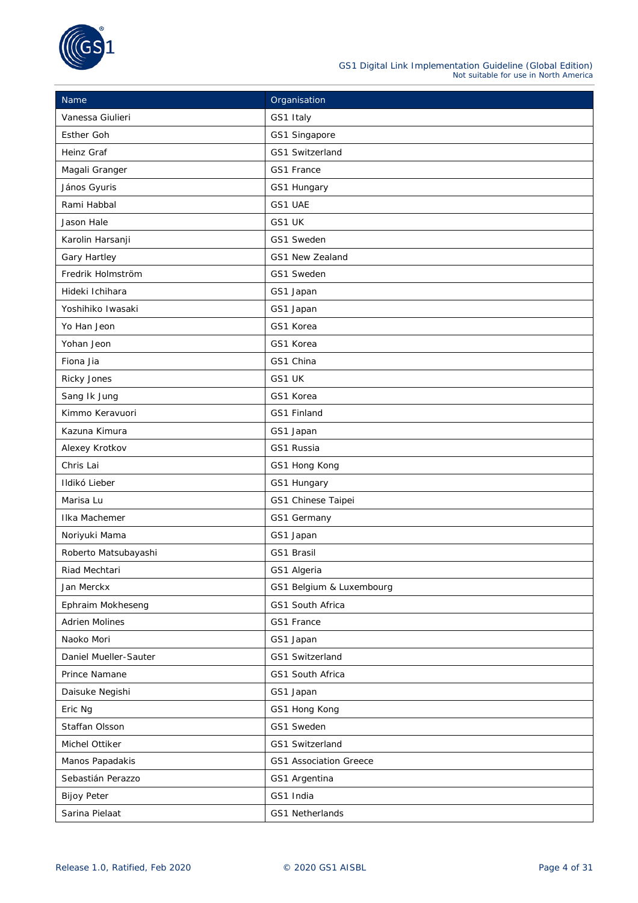| Name | Organisation |
| --- | --- |
| Vanessa Giulieri | GS1 Italy |
| Esther Goh | GS1 Singapore |
| Heinz Graf | GS1 Switzerland |
| Magali Granger | GS1 France |
| János Gyuris | GS1 Hungary |
| Rami Habbal | GS1 UAE |
| Jason Hale | GS1 UK |
| Karolin Harsanji | GS1 Sweden |
| Gary Hartley | GS1 New Zealand |
| Fredrik Holmström | GS1 Sweden |
| Hideki Ichihara | GS1 Japan |
| Yoshihiko Iwasaki | GS1 Japan |
| Yo Han Jeon | GS1 Korea |
| Yohan Jeon | GS1 Korea |
| Fiona Jia | GS1 China |
| Ricky Jones | GS1 UK |
| Sang Ik Jung | GS1 Korea |
| Kimmo Keravuori | GS1 Finland |
| Kazuna Kimura | GS1 Japan |
| Alexey Krotkov | GS1 Russia |
| Chris Lai | GS1 Hong Kong |
| Ildikó Lieber | GS1 Hungary |
| Marisa Lu | GS1 Chinese Taipei |
| Ilka Machemer | GS1 Germany |
| Noriyuki Mama | GS1 Japan |
| Roberto Matsubayashi | GS1 Brasil |
| Riad Mechtari | GS1 Algeria |
| Jan Merckx | GS1 Belgium & Luxembourg |
| Ephraim Mokheseng | GS1 South Africa |
| Adrien Molines | GS1 France |
| Naoko Mori | GS1 Japan |
| Daniel Mueller-Sauter | GS1 Switzerland |
| Prince Namane | GS1 South Africa |
| Daisuke Negishi | GS1 Japan |
| Eric Ng | GS1 Hong Kong |
| Staffan Olsson | GS1 Sweden |
| Michel Ottiker | GS1 Switzerland |
| Manos Papadakis | GS1 Association Greece |
| Sebastián Perazzo | GS1 Argentina |
| Bijoy Peter | GS1 India |
| Sarina Pielaat | GS1 Netherlands |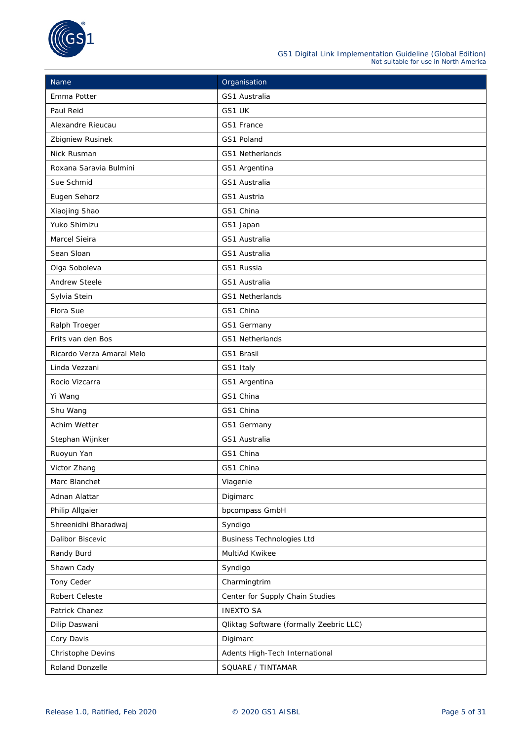| Name | Organisation |
| --- | --- |
| Emma Potter | GS1 Australia |
| Paul Reid | GS1 UK |
| Alexandre Rieucau | GS1 France |
| Zbigniew Rusinek | GS1 Poland |
| Nick Rusman | GS1 Netherlands |
| Roxana Saravia Bulmini | GS1 Argentina |
| Sue Schmid | GS1 Australia |
| Eugen Sehorz | GS1 Austria |
| Xiaojing Shao | GS1 China |
| Yuko Shimizu | GS1 Japan |
| Marcel Sieira | GS1 Australia |
| Sean Sloan | GS1 Australia |
| Olga Soboleva | GS1 Russia |
| Andrew Steele | GS1 Australia |
| Sylvia Stein | GS1 Netherlands |
| Flora Sue | GS1 China |
| Ralph Troeger | GS1 Germany |
| Frits van den Bos | GS1 Netherlands |
| Ricardo Verza Amaral Melo | GS1 Brasil |
| Linda Vezzani | GS1 Italy |
| Rocio Vizcarra | GS1 Argentina |
| Yi Wang | GS1 China |
| Shu Wang | GS1 China |
| Achim Wetter | GS1 Germany |
| Stephan Wijnker | GS1 Australia |
| Ruoyun Yan | GS1 China |
| Victor Zhang | GS1 China |
| Marc Blanchet | Viagenie |
| Adnan Alattar | Digimarc |
| Philip Allgaier | bpcompass GmbH |
| Shreenidhi Bharadwaj | Syndigo |
| Dalibor Biscevic | Business Technologies Ltd |
| Randy Burd | MultiAd Kwikee |
| Shawn Cady | Syndigo |
| Tony Ceder | Charmingtrim |
| Robert Celeste | Center for Supply Chain Studies |
| Patrick Chanez | INEXTO SA |
| Dilip Daswani | Qliktag Software (formally Zeebric LLC) |
| Cory Davis | Digimarc |
| Christophe Devins | Adents High-Tech International |
| Roland Donzelle | SQUARE / TINTAMAR |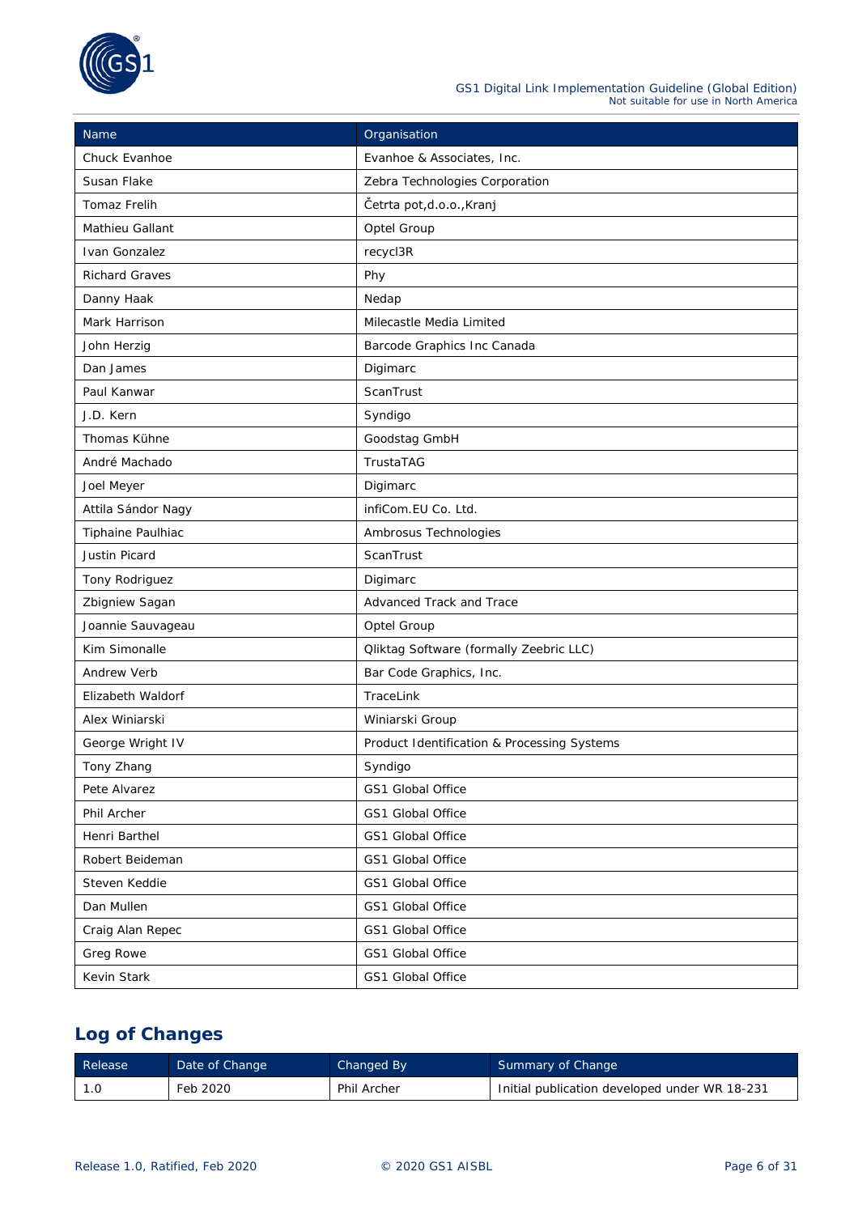| Name | Organisation |
| --- | --- |
| Chuck Evanhoe | Evanhoe & Associates, Inc. |
| Susan Flake | Zebra Technologies Corporation |
| Tomaz Frelih | Četrta pot,d.o.o.,Kranj |
| Mathieu Gallant | Optel Group |
| Ivan Gonzalez | recycl3R |
| Richard Graves | Phy |
| Danny Haak | Nedap |
| Mark Harrison | Milecastle Media Limited |
| John Herzig | Barcode Graphics Inc Canada |
| Dan James | Digimarc |
| Paul Kanwar | ScanTrust |
| J.D. Kern | Syndigo |
| Thomas Kühne | Goodstag GmbH |
| André Machado | TrustaTAG |
| Joel Meyer | Digimarc |
| Attila Sándor Nagy | infiCom.EU Co. Ltd. |
| Tiphaine Paulhiac | Ambrosus Technologies |
| Justin Picard | ScanTrust |
| Tony Rodriguez | Digimarc |
| Zbigniew Sagan | Advanced Track and Trace |
| Joannie Sauvageau | Optel Group |
| Kim Simonalle | Qliktag Software (formally Zeebric LLC) |
| Andrew Verb | Bar Code Graphics, Inc. |
| Elizabeth Waldorf | TraceLink |
| Alex Winiarski | Winiarski Group |
| George Wright IV | Product Identification & Processing Systems |
| Tony Zhang | Syndigo |
| Pete Alvarez | GS1 Global Office |
| Phil Archer | GS1 Global Office |
| Henri Barthel | GS1 Global Office |
| Robert Beideman | GS1 Global Office |
| Steven Keddie | GS1 Global Office |
| Dan Mullen | GS1 Global Office |
| Craig Alan Repec | GS1 Global Office |
| Greg Rowe | GS1 Global Office |
| Kevin Stark | GS1 Global Office |

## Log of Changes

| Release | Date of Change | Changed By | Summary of Change |
| --- | --- | --- | --- |
| 1.0 | Feb 2020 | Phil Archer | Initial publication developed under WR 18-231 |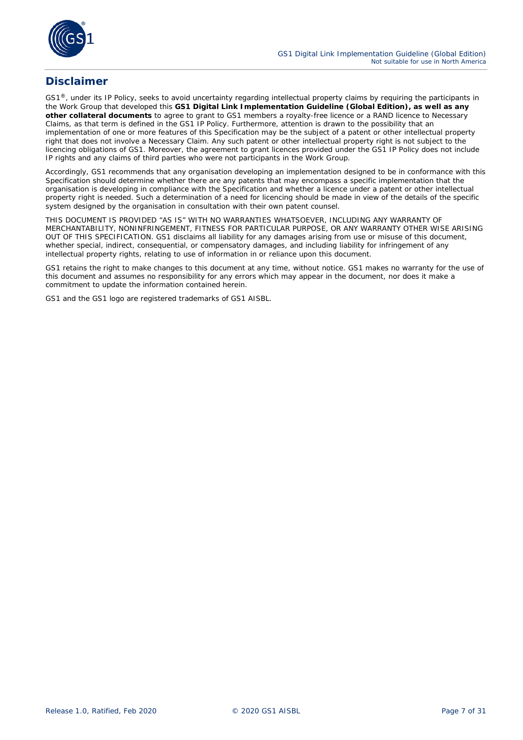# Disclaimer

GS1®, under its IP Policy, seeks to avoid uncertainty regarding intellectual property claims by requiring the participants in the Work Group that developed this **GS1 Digital Link Implementation Guideline (Global Edition), as well as any other collateral documents** to agree to grant to GS1 members a royalty-free licence or a RAND licence to Necessary Claims, as that term is defined in the GS1 IP Policy. Furthermore, attention is drawn to the possibility that an implementation of one or more features of this Specification may be the subject of a patent or other intellectual property right that does not involve a Necessary Claim. Any such patent or other intellectual property right is not subject to the licencing obligations of GS1. Moreover, the agreement to grant licences provided under the GS1 IP Policy does not include IP rights and any claims of third parties who were not participants in the Work Group.

Accordingly, GS1 recommends that any organisation developing an implementation designed to be in conformance with this Specification should determine whether there are any patents that may encompass a specific implementation that the organisation is developing in compliance with the Specification and whether a licence under a patent or other intellectual property right is needed. Such a determination of a need for licencing should be made in view of the details of the specific system designed by the organisation in consultation with their own patent counsel.

THIS DOCUMENT IS PROVIDED "AS IS" WITH NO WARRANTIES WHATSOEVER, INCLUDING ANY WARRANTY OF MERCHANTABILITY, NONINFRINGEMENT, FITNESS FOR PARTICULAR PURPOSE, OR ANY WARRANTY OTHER WISE ARISING OUT OF THIS SPECIFICATION. GS1 disclaims all liability for any damages arising from use or misuse of this document, whether special, indirect, consequential, or compensatory damages, and including liability for infringement of any intellectual property rights, relating to use of information in or reliance upon this document.

GS1 retains the right to make changes to this document at any time, without notice. GS1 makes no warranty for the use of this document and assumes no responsibility for any errors which may appear in the document, nor does it make a commitment to update the information contained herein.

GS1 and the GS1 logo are registered trademarks of GS1 AISBL.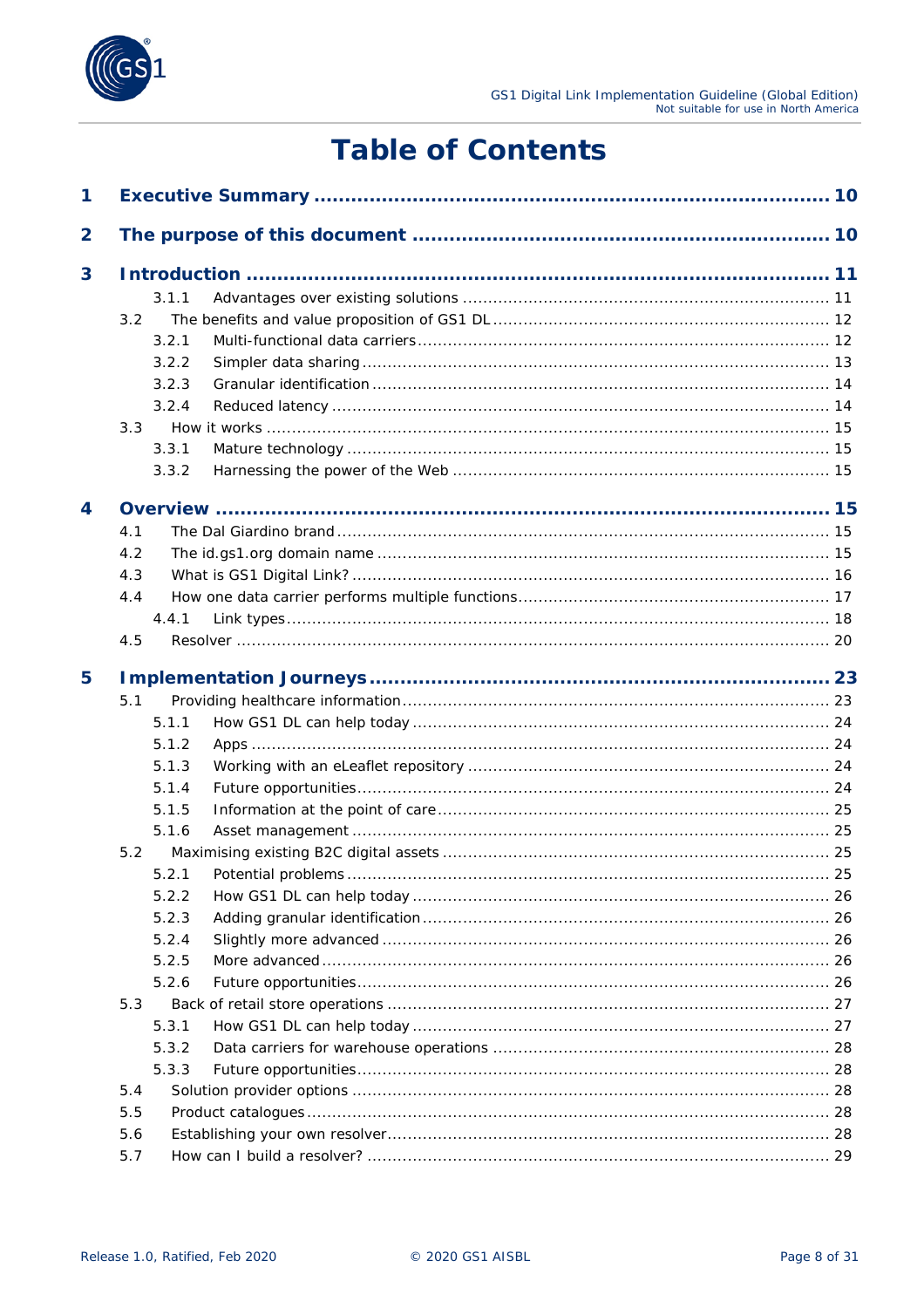# Table of Contents

**1 Executive Summary ... 10**

**2 The purpose of this document ... 10**

**3 Introduction ... 11**

- 3.1.1 Advantages over existing solutions ... 11
- 3.2 The benefits and value proposition of GS1 DL ... 12
  - 3.2.1 Multi-functional data carriers ... 12
  - 3.2.2 Simpler data sharing ... 13
  - 3.2.3 Granular identification ... 14
  - 3.2.4 Reduced latency ... 14
- 3.3 How it works ... 15
  - 3.3.1 Mature technology ... 15
  - 3.3.2 Harnessing the power of the Web ... 15

**4 Overview ... 15**

- 4.1 The Dal Giardino brand ... 15
- 4.2 The id.gs1.org domain name ... 15
- 4.3 What is GS1 Digital Link? ... 16
- 4.4 How one data carrier performs multiple functions ... 17
  - 4.4.1 Link types ... 18
- 4.5 Resolver ... 20

**5 Implementation Journeys ... 23**

- 5.1 Providing healthcare information ... 23
  - 5.1.1 How GS1 DL can help today ... 24
  - 5.1.2 Apps ... 24
  - 5.1.3 Working with an eLeaflet repository ... 24
  - 5.1.4 Future opportunities ... 24
  - 5.1.5 Information at the point of care ... 25
  - 5.1.6 Asset management ... 25
- 5.2 Maximising existing B2C digital assets ... 25
  - 5.2.1 Potential problems ... 25
  - 5.2.2 How GS1 DL can help today ... 26
  - 5.2.3 Adding granular identification ... 26
  - 5.2.4 Slightly more advanced ... 26
  - 5.2.5 More advanced ... 26
  - 5.2.6 Future opportunities ... 26
- 5.3 Back of retail store operations ... 27
  - 5.3.1 How GS1 DL can help today ... 27
  - 5.3.2 Data carriers for warehouse operations ... 28
  - 5.3.3 Future opportunities ... 28
- 5.4 Solution provider options ... 28
- 5.5 Product catalogues ... 28
- 5.6 Establishing your own resolver ... 28
- 5.7 How can I build a resolver? ... 29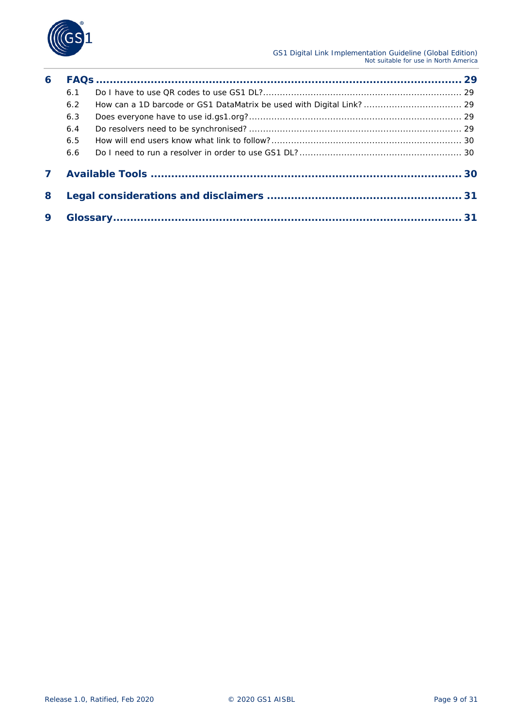| | | |
|---|---|---|
| **6** | **FAQs** | **29** |
| 6.1 | Do I have to use QR codes to use GS1 DL? | 29 |
| 6.2 | How can a 1D barcode or GS1 DataMatrix be used with Digital Link? | 29 |
| 6.3 | Does everyone have to use id.gs1.org? | 29 |
| 6.4 | Do resolvers need to be synchronised? | 29 |
| 6.5 | How will end users know what link to follow? | 30 |
| 6.6 | Do I need to run a resolver in order to use GS1 DL? | 30 |
| **7** | **Available Tools** | **30** |
| **8** | **Legal considerations and disclaimers** | **31** |
| **9** | **Glossary** | **31** |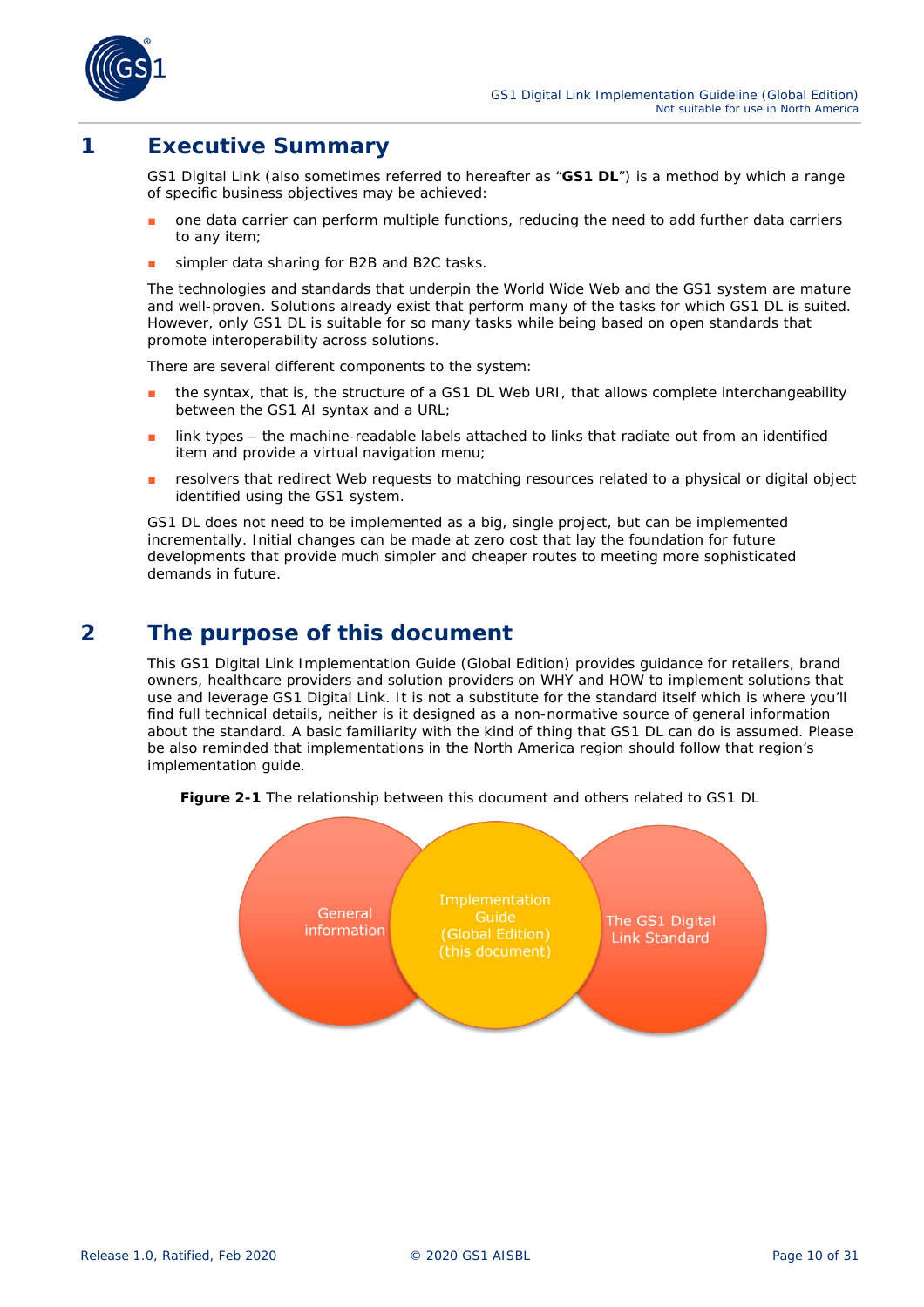# 1 Executive Summary

GS1 Digital Link (also sometimes referred to hereafter as "**GS1 DL**") is a method by which a range of specific business objectives may be achieved:

- one data carrier can perform multiple functions, reducing the need to add further data carriers to any item;
- simpler data sharing for B2B and B2C tasks.

The technologies and standards that underpin the World Wide Web and the GS1 system are mature and well-proven. Solutions already exist that perform many of the tasks for which GS1 DL is suited. However, only GS1 DL is suitable for so many tasks while being based on open standards that promote interoperability across solutions.

There are several different components to the system:

- the syntax, that is, the structure of a GS1 DL Web URI, that allows complete interchangeability between the GS1 AI syntax and a URL;
- link types – the machine-readable labels attached to links that radiate out from an identified item and provide a virtual navigation menu;
- resolvers that redirect Web requests to matching resources related to a physical or digital object identified using the GS1 system.

GS1 DL does not need to be implemented as a big, single project, but can be implemented incrementally. Initial changes can be made at zero cost that lay the foundation for future developments that provide much simpler and cheaper routes to meeting more sophisticated demands in future.

# 2 The purpose of this document

This GS1 Digital Link Implementation Guide (Global Edition) provides guidance for retailers, brand owners, healthcare providers and solution providers on WHY and HOW to implement solutions that use and leverage GS1 Digital Link. It is not a substitute for the standard itself which is where you'll find full technical details, neither is it designed as a non-normative source of general information about the standard. A basic familiarity with the kind of thing that GS1 DL can do is assumed. Please be also reminded that implementations in the North America region should follow that region's implementation guide.

**Figure 2-1** The relationship between this document and others related to GS1 DL

General information | Implementation Guide (Global Edition) (this document) | The GS1 Digital Link Standard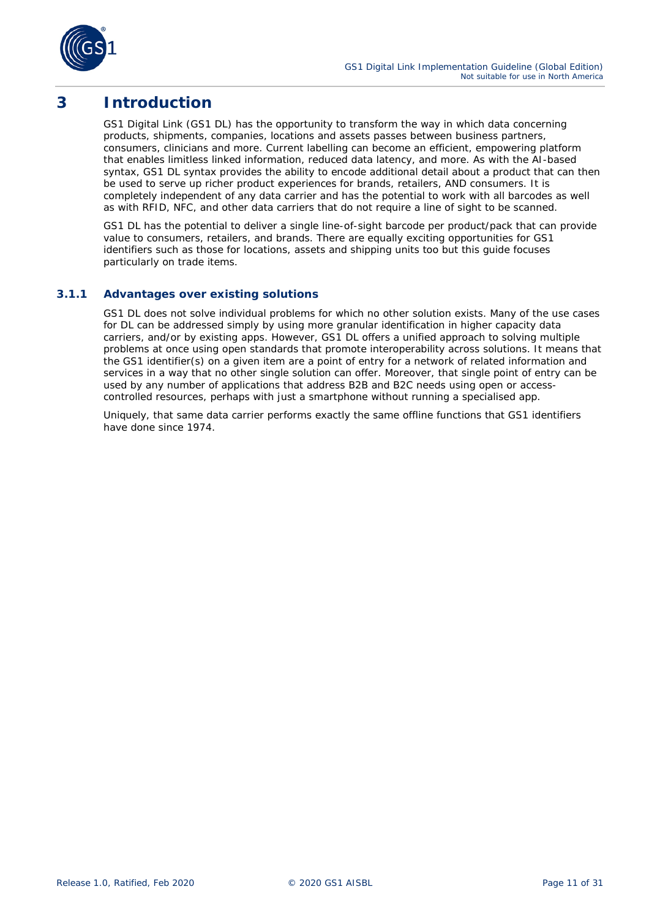# 3 Introduction

GS1 Digital Link (GS1 DL) has the opportunity to transform the way in which data concerning products, shipments, companies, locations and assets passes between business partners, consumers, clinicians and more. Current labelling can become an efficient, empowering platform that enables limitless linked information, reduced data latency, and more. As with the AI-based syntax, GS1 DL syntax provides the ability to encode additional detail about a product that can then be used to serve up richer product experiences for brands, retailers, AND consumers. It is completely independent of any data carrier and has the potential to work with all barcodes as well as with RFID, NFC, and other data carriers that do not require a line of sight to be scanned.

GS1 DL has the potential to deliver a single line-of-sight barcode per product/pack that can provide value to consumers, retailers, and brands. There are equally exciting opportunities for GS1 identifiers such as those for locations, assets and shipping units too but this guide focuses particularly on trade items.

### 3.1.1 Advantages over existing solutions

GS1 DL does not solve individual problems for which no other solution exists. Many of the use cases for DL can be addressed simply by using more granular identification in higher capacity data carriers, and/or by existing apps. However, GS1 DL offers a unified approach to solving multiple problems at once using open standards that promote interoperability across solutions. It means that the GS1 identifier(s) on a given item are a point of entry for a network of related information and services in a way that no other single solution can offer. Moreover, that single point of entry can be used by any number of applications that address B2B and B2C needs using open or access-controlled resources, perhaps with just a smartphone without running a specialised app.

Uniquely, that same data carrier performs exactly the same offline functions that GS1 identifiers have done since 1974.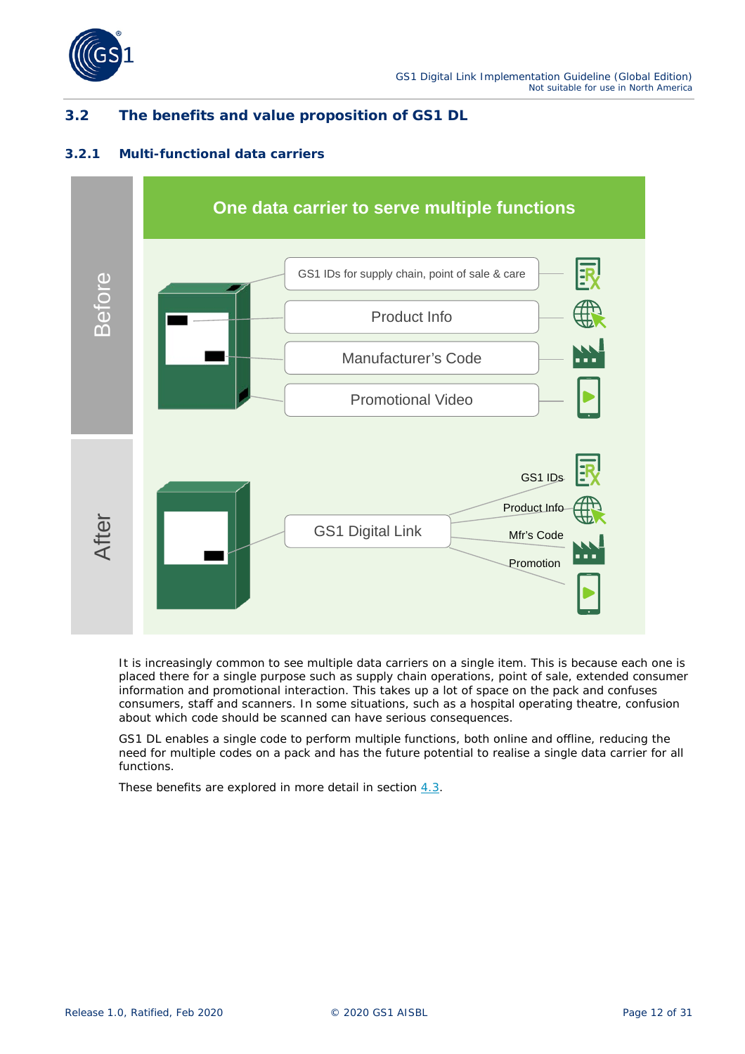## 3.2 The benefits and value proposition of GS1 DL

### 3.2.1 Multi-functional data carriers

One data carrier to serve multiple functions

Before

GS1 IDs for supply chain, point of sale & care

Product Info

Manufacturer's Code

Promotional Video

After

GS1 Digital Link

GS1 IDs

Product Info

Mfr's Code

Promotion

It is increasingly common to see multiple data carriers on a single item. This is because each one is placed there for a single purpose such as supply chain operations, point of sale, extended consumer information and promotional interaction. This takes up a lot of space on the pack and confuses consumers, staff and scanners. In some situations, such as a hospital operating theatre, confusion about which code should be scanned can have serious consequences.

GS1 DL enables a single code to perform multiple functions, both online and offline, reducing the need for multiple codes on a pack and has the future potential to realise a single data carrier for all functions.

These benefits are explored in more detail in section 4.3.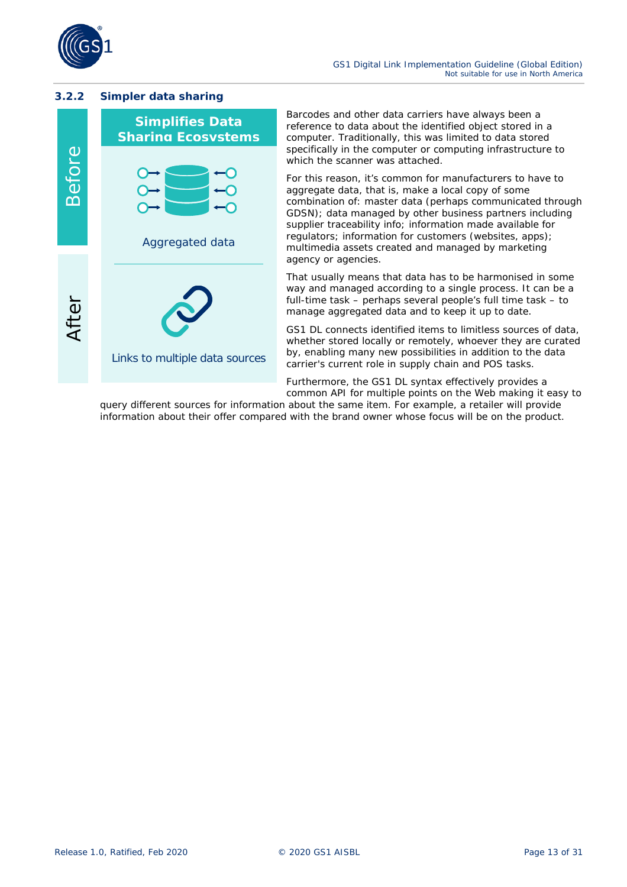### 3.2.2 Simpler data sharing

**Simplifies Data Sharing Ecosystems**

Before: Aggregated data

After: Links to multiple data sources

Barcodes and other data carriers have always been a reference to data about the identified object stored in a computer. Traditionally, this was limited to data stored specifically in the computer or computing infrastructure to which the scanner was attached.

For this reason, it's common for manufacturers to have to aggregate data, that is, make a local copy of some combination of: master data (perhaps communicated through GDSN); data managed by other business partners including supplier traceability info; information made available for regulators; information for customers (websites, apps); multimedia assets created and managed by marketing agency or agencies.

That usually means that data has to be harmonised in some way and managed according to a single process. It can be a full-time task – perhaps several people's full time task – to manage aggregated data and to keep it up to date.

GS1 DL connects identified items to limitless sources of data, whether stored locally or remotely, whoever they are curated by, enabling many new possibilities in addition to the data carrier's current role in supply chain and POS tasks.

Furthermore, the GS1 DL syntax effectively provides a common API for multiple points on the Web making it easy to query different sources for information about the same item. For example, a retailer will provide information about their offer compared with the brand owner whose focus will be on the product.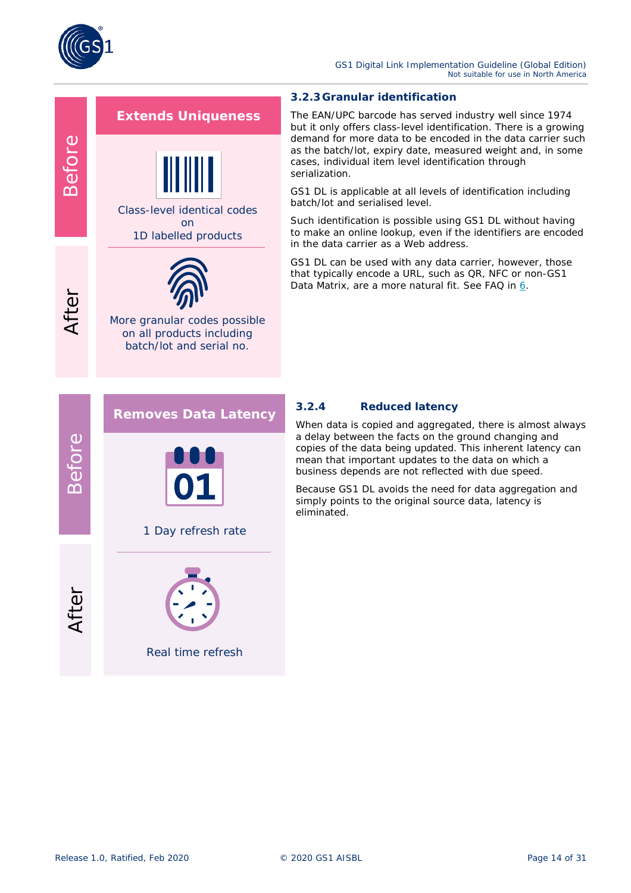**Extends Uniqueness**

Before: Class-level identical codes on 1D labelled products

After: More granular codes possible on all products including batch/lot and serial no.

### 3.2.3 Granular identification

The EAN/UPC barcode has served industry well since 1974 but it only offers class-level identification. There is a growing demand for more data to be encoded in the data carrier such as the batch/lot, expiry date, measured weight and, in some cases, individual item level identification through serialization.

GS1 DL is applicable at all levels of identification including batch/lot and serialised level.

Such identification is possible using GS1 DL without having to make an online lookup, even if the identifiers are encoded in the data carrier as a Web address.

GS1 DL can be used with any data carrier, however, those that typically encode a URL, such as QR, NFC or non-GS1 Data Matrix, are a more natural fit. See FAQ in 6.

**Removes Data Latency**

Before: 01 — 1 Day refresh rate

After: Real time refresh

### 3.2.4 Reduced latency

When data is copied and aggregated, there is almost always a delay between the facts on the ground changing and copies of the data being updated. This inherent latency can mean that important updates to the data on which a business depends are not reflected with due speed.

Because GS1 DL avoids the need for data aggregation and simply points to the original source data, latency is eliminated.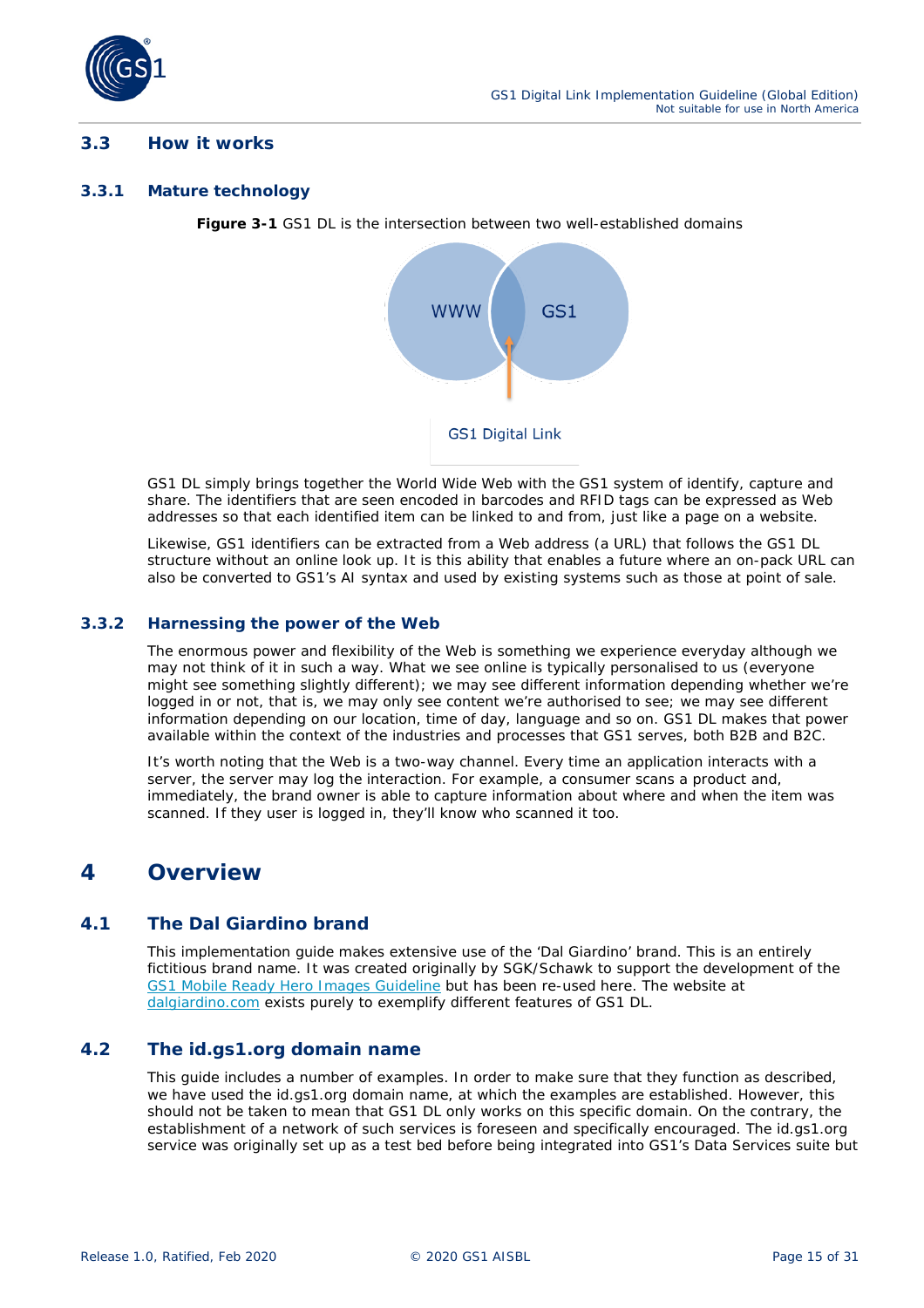## 3.3 How it works

### 3.3.1 Mature technology

**Figure 3-1** GS1 DL is the intersection between two well-established domains

WWW GS1

GS1 Digital Link

GS1 DL simply brings together the World Wide Web with the GS1 system of identify, capture and share. The identifiers that are seen encoded in barcodes and RFID tags can be expressed as Web addresses so that each identified item can be linked to and from, just like a page on a website.

Likewise, GS1 identifiers can be extracted from a Web address (a URL) that follows the GS1 DL structure without an online look up. It is this ability that enables a future where an on-pack URL can also be converted to GS1's AI syntax and used by existing systems such as those at point of sale.

### 3.3.2 Harnessing the power of the Web

The enormous power and flexibility of the Web is something we experience everyday although we may not think of it in such a way. What we see online is typically personalised to us (everyone might see something slightly different); we may see different information depending whether we're logged in or not, that is, we may only see content we're authorised to see; we may see different information depending on our location, time of day, language and so on. GS1 DL makes that power available within the context of the industries and processes that GS1 serves, both B2B and B2C.

It's worth noting that the Web is a two-way channel. Every time an application interacts with a server, the server may log the interaction. For example, a consumer scans a product and, immediately, the brand owner is able to capture information about where and when the item was scanned. If they user is logged in, they'll know who scanned it too.

# 4 Overview

## 4.1 The Dal Giardino brand

This implementation guide makes extensive use of the 'Dal Giardino' brand. This is an entirely fictitious brand name. It was created originally by SGK/Schawk to support the development of the [GS1 Mobile Ready Hero Images Guideline](#) but has been re-used here. The website at [dalgiardino.com](#) exists purely to exemplify different features of GS1 DL.

## 4.2 The id.gs1.org domain name

This guide includes a number of examples. In order to make sure that they function as described, we have used the id.gs1.org domain name, at which the examples are established. However, this should not be taken to mean that GS1 DL only works on this specific domain. On the contrary, the establishment of a network of such services is foreseen and specifically encouraged. The id.gs1.org service was originally set up as a test bed before being integrated into GS1's Data Services suite but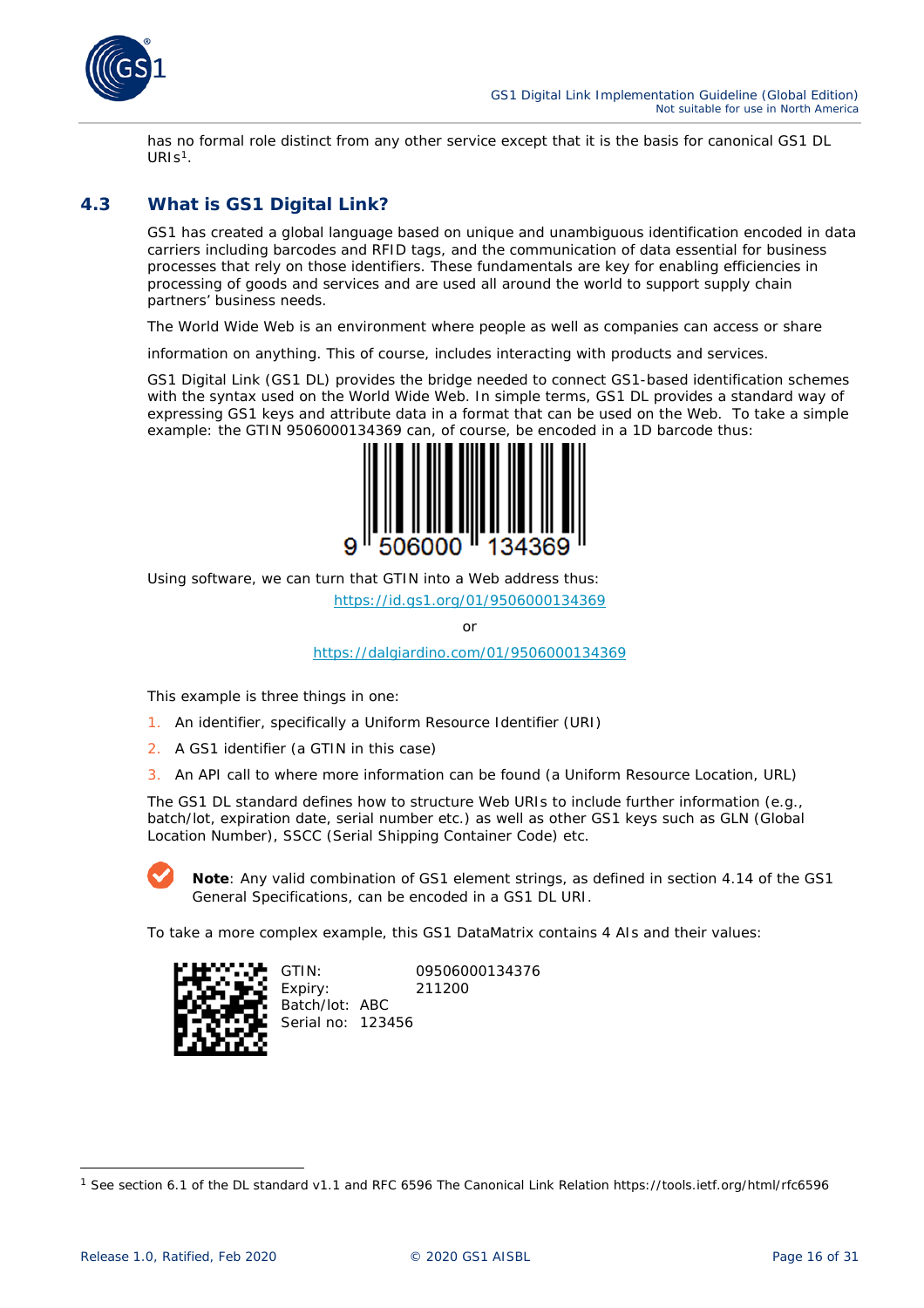has no formal role distinct from any other service except that it is the basis for canonical GS1 DL URIs[1].

## 4.3 What is GS1 Digital Link?

GS1 has created a global language based on unique and unambiguous identification encoded in data carriers including barcodes and RFID tags, and the communication of data essential for business processes that rely on those identifiers. These fundamentals are key for enabling efficiencies in processing of goods and services and are used all around the world to support supply chain partners' business needs.

The World Wide Web is an environment where people as well as companies can access or share

information on anything. This of course, includes interacting with products and services.

GS1 Digital Link (GS1 DL) provides the bridge needed to connect GS1-based identification schemes with the syntax used on the World Wide Web. In simple terms, GS1 DL provides a standard way of expressing GS1 keys and attribute data in a format that can be used on the Web. To take a simple example: the GTIN 9506000134369 can, of course, be encoded in a 1D barcode thus:

9 506000 134369

Using software, we can turn that GTIN into a Web address thus:

https://id.gs1.org/01/9506000134369

or

https://dalgiardino.com/01/9506000134369

This example is three things in one:

1. An identifier, specifically a Uniform Resource Identifier (URI)
2. A GS1 identifier (a GTIN in this case)
3. An API call to where more information can be found (a Uniform Resource Location, URL)

The GS1 DL standard defines how to structure Web URIs to include further information (e.g., batch/lot, expiration date, serial number etc.) as well as other GS1 keys such as GLN (Global Location Number), SSCC (Serial Shipping Container Code) etc.

**Note**: Any valid combination of GS1 element strings, as defined in section 4.14 of the GS1 General Specifications, can be encoded in a GS1 DL URI.

To take a more complex example, this GS1 DataMatrix contains 4 AIs and their values:

GTIN: 09506000134376
Expiry: 211200
Batch/lot: ABC
Serial no: 123456

[1] See section 6.1 of the DL standard v1.1 and RFC 6596 The Canonical Link Relation https://tools.ietf.org/html/rfc6596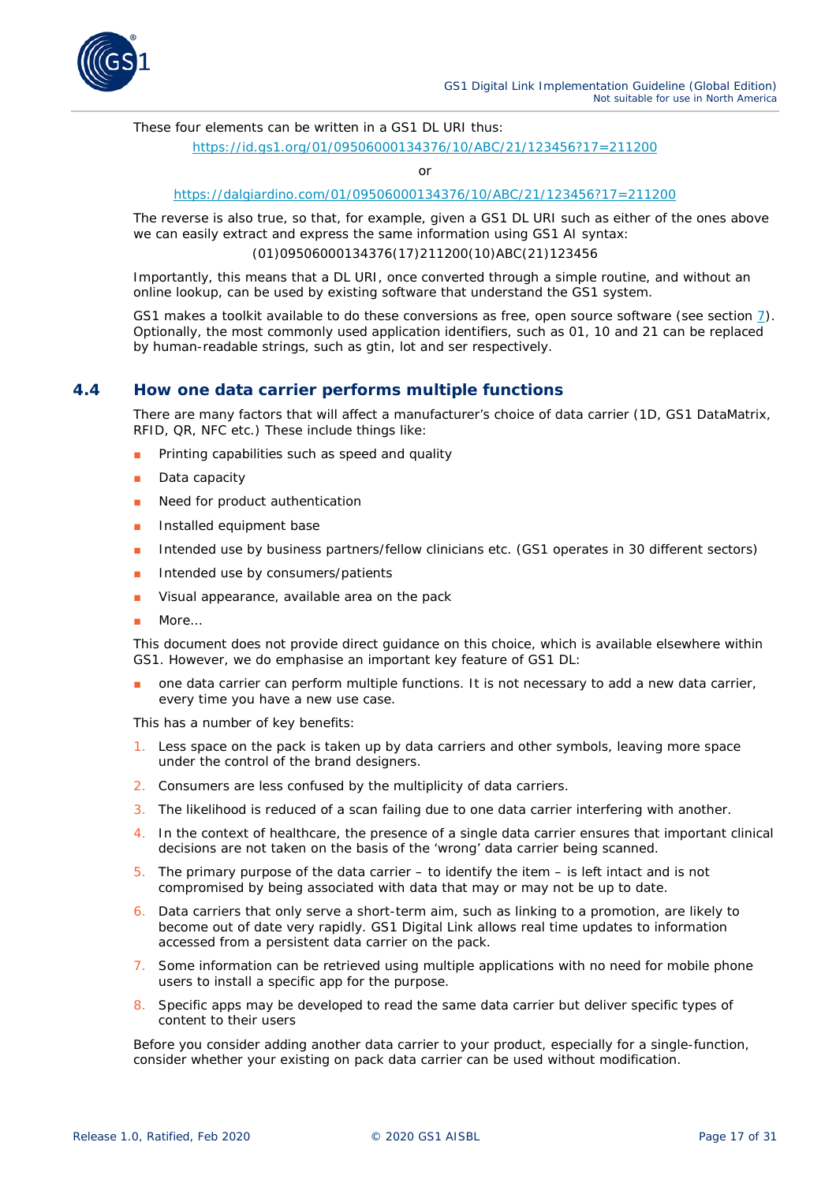These four elements can be written in a GS1 DL URI thus:

https://id.gs1.org/01/09506000134376/10/ABC/21/123456?17=211200

or

https://dalgiardino.com/01/09506000134376/10/ABC/21/123456?17=211200

The reverse is also true, so that, for example, given a GS1 DL URI such as either of the ones above we can easily extract and express the same information using GS1 AI syntax:

(01)09506000134376(17)211200(10)ABC(21)123456

Importantly, this means that a DL URI, once converted through a simple routine, and without an online lookup, can be used by existing software that understand the GS1 system.

GS1 makes a toolkit available to do these conversions as free, open source software (see section 7). Optionally, the most commonly used application identifiers, such as 01, 10 and 21 can be replaced by human-readable strings, such as gtin, lot and ser respectively.

## 4.4 How one data carrier performs multiple functions

There are many factors that will affect a manufacturer's choice of data carrier (1D, GS1 DataMatrix, RFID, QR, NFC etc.) These include things like:

- Printing capabilities such as speed and quality
- Data capacity
- Need for product authentication
- Installed equipment base
- Intended use by business partners/fellow clinicians etc. (GS1 operates in 30 different sectors)
- Intended use by consumers/patients
- Visual appearance, available area on the pack
- More…

This document does not provide direct guidance on this choice, which is available elsewhere within GS1. However, we do emphasise an important key feature of GS1 DL:

- one data carrier can perform multiple functions. It is not necessary to add a new data carrier, every time you have a new use case.

This has a number of key benefits:

1. Less space on the pack is taken up by data carriers and other symbols, leaving more space under the control of the brand designers.
2. Consumers are less confused by the multiplicity of data carriers.
3. The likelihood is reduced of a scan failing due to one data carrier interfering with another.
4. In the context of healthcare, the presence of a single data carrier ensures that important clinical decisions are not taken on the basis of the 'wrong' data carrier being scanned.
5. The primary purpose of the data carrier – to identify the item – is left intact and is not compromised by being associated with data that may or may not be up to date.
6. Data carriers that only serve a short-term aim, such as linking to a promotion, are likely to become out of date very rapidly. GS1 Digital Link allows real time updates to information accessed from a persistent data carrier on the pack.
7. Some information can be retrieved using multiple applications with no need for mobile phone users to install a specific app for the purpose.
8. Specific apps may be developed to read the same data carrier but deliver specific types of content to their users

Before you consider adding another data carrier to your product, especially for a single-function, consider whether your existing on pack data carrier can be used without modification.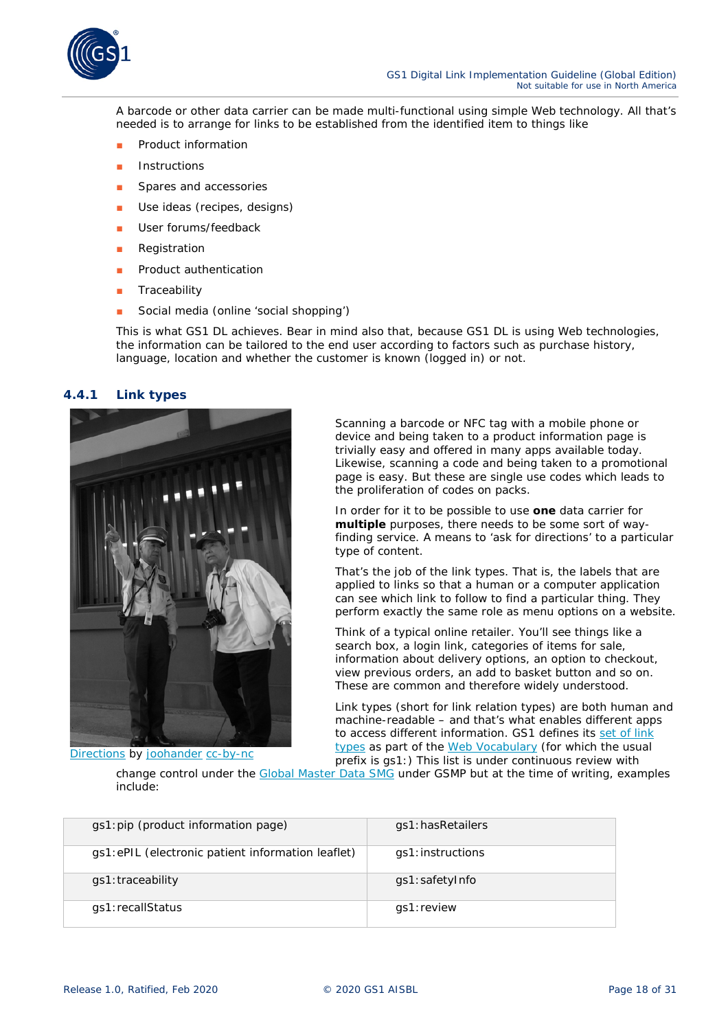A barcode or other data carrier can be made multi-functional using simple Web technology. All that's needed is to arrange for links to be established from the identified item to things like

- Product information
- Instructions
- Spares and accessories
- Use ideas (recipes, designs)
- User forums/feedback
- Registration
- Product authentication
- Traceability
- Social media (online 'social shopping')

This is what GS1 DL achieves. Bear in mind also that, because GS1 DL is using Web technologies, the information can be tailored to the end user according to factors such as purchase history, language, location and whether the customer is known (logged in) or not.

### 4.4.1 Link types

Directions by joohander cc-by-nc

Scanning a barcode or NFC tag with a mobile phone or device and being taken to a product information page is trivially easy and offered in many apps available today. Likewise, scanning a code and being taken to a promotional page is easy. But these are single use codes which leads to the proliferation of codes on packs.

In order for it to be possible to use **one** data carrier for **multiple** purposes, there needs to be some sort of way-finding service. A means to 'ask for directions' to a particular type of content.

That's the job of the link types. That is, the labels that are applied to links so that a human or a computer application can see which link to follow to find a particular thing. They perform exactly the same role as menu options on a website.

Think of a typical online retailer. You'll see things like a search box, a login link, categories of items for sale, information about delivery options, an option to checkout, view previous orders, an add to basket button and so on. These are common and therefore widely understood.

Link types (short for link relation types) are both human and machine-readable – and that's what enables different apps to access different information. GS1 defines its set of link types as part of the Web Vocabulary (for which the usual prefix is gs1:) This list is under continuous review with change control under the Global Master Data SMG under GSMP but at the time of writing, examples include:

| | |
|---|---|
| gs1:pip (product information page) | gs1:hasRetailers |
| gs1:ePIL (electronic patient information leaflet) | gs1:instructions |
| gs1:traceability | gs1:safetyInfo |
| gs1:recallStatus | gs1:review |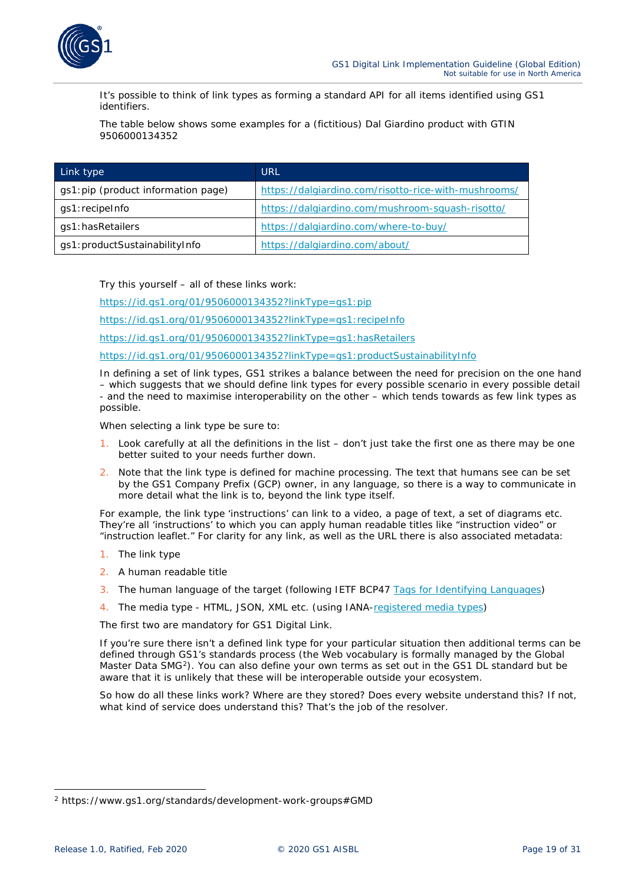It's possible to think of link types as forming a standard API for all items identified using GS1 identifiers.

The table below shows some examples for a (fictitious) Dal Giardino product with GTIN 9506000134352

| Link type | URL |
|---|---|
| gs1:pip (product information page) | https://dalgiardino.com/risotto-rice-with-mushrooms/ |
| gs1:recipeInfo | https://dalgiardino.com/mushroom-squash-risotto/ |
| gs1:hasRetailers | https://dalgiardino.com/where-to-buy/ |
| gs1:productSustainabilityInfo | https://dalgiardino.com/about/ |

Try this yourself – all of these links work:

https://id.gs1.org/01/9506000134352?linkType=gs1:pip

https://id.gs1.org/01/9506000134352?linkType=gs1:recipeInfo

https://id.gs1.org/01/9506000134352?linkType=gs1:hasRetailers

https://id.gs1.org/01/9506000134352?linkType=gs1:productSustainabilityInfo

In defining a set of link types, GS1 strikes a balance between the need for precision on the one hand – which suggests that we should define link types for every possible scenario in every possible detail - and the need to maximise interoperability on the other – which tends towards as few link types as possible.

When selecting a link type be sure to:

1. Look carefully at all the definitions in the list – don't just take the first one as there may be one better suited to your needs further down.
2. Note that the link type is defined for machine processing. The text that humans see can be set by the GS1 Company Prefix (GCP) owner, in any language, so there is a way to communicate in more detail what the link is to, beyond the link type itself.

For example, the link type 'instructions' can link to a video, a page of text, a set of diagrams etc. They're all 'instructions' to which you can apply human readable titles like "instruction video" or "instruction leaflet." For clarity for any link, as well as the URL there is also associated metadata:

1. The link type
2. A human readable title
3. The human language of the target (following IETF BCP47 Tags for Identifying Languages)
4. The media type - HTML, JSON, XML etc. (using IANA-registered media types)

The first two are mandatory for GS1 Digital Link.

If you're sure there isn't a defined link type for your particular situation then additional terms can be defined through GS1's standards process (the Web vocabulary is formally managed by the Global Master Data SMG[2]). You can also define your own terms as set out in the GS1 DL standard but be aware that it is unlikely that these will be interoperable outside your ecosystem.

So how do all these links work? Where are they stored? Does every website understand this? If not, what kind of service does understand this? That's the job of the resolver.

[2] https://www.gs1.org/standards/development-work-groups#GMD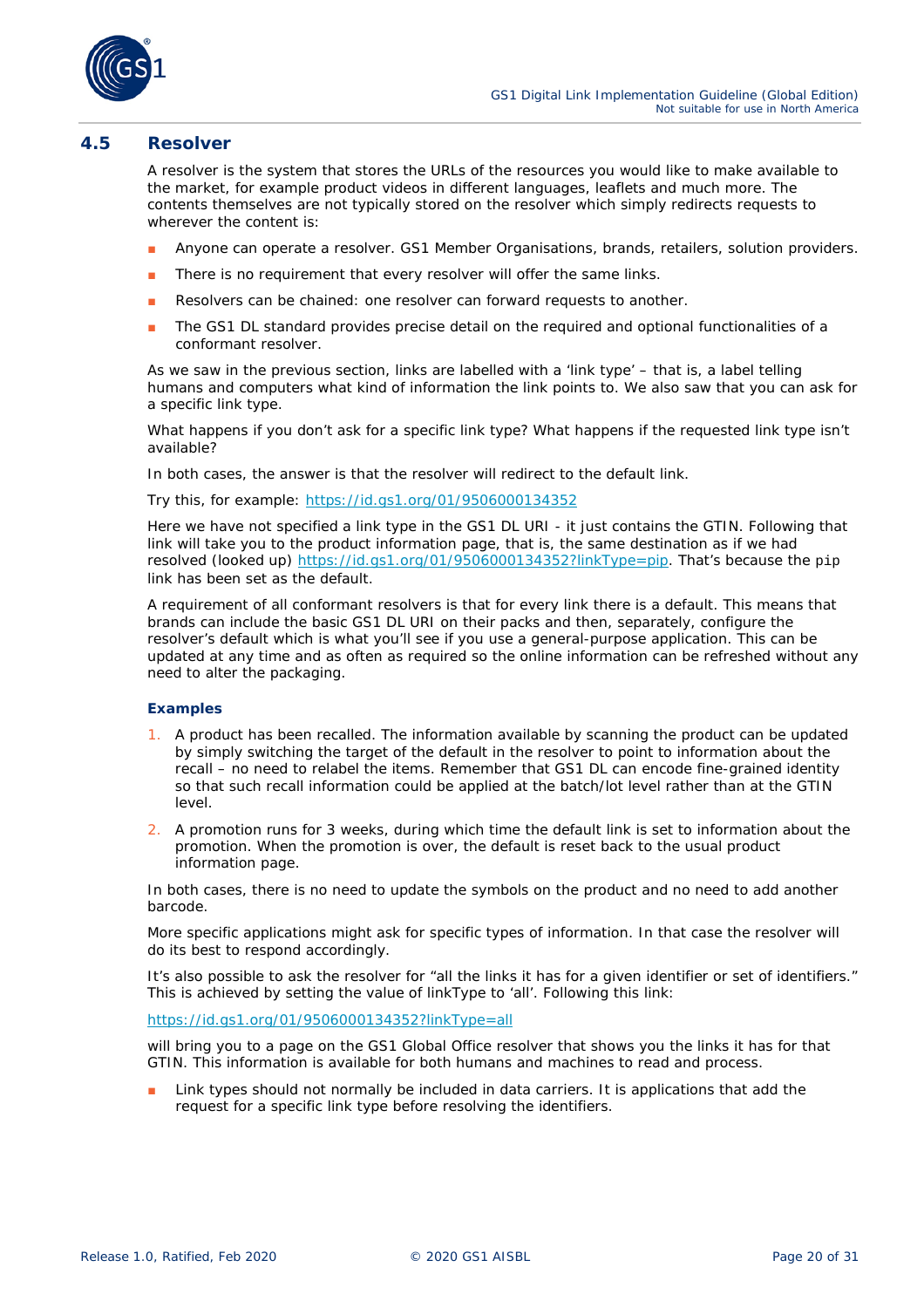## 4.5 Resolver

A resolver is the system that stores the URLs of the resources you would like to make available to the market, for example product videos in different languages, leaflets and much more. The contents themselves are not typically stored on the resolver which simply redirects requests to wherever the content is:

- Anyone can operate a resolver. GS1 Member Organisations, brands, retailers, solution providers.
- There is no requirement that every resolver will offer the same links.
- Resolvers can be chained: one resolver can forward requests to another.
- The GS1 DL standard provides precise detail on the required and optional functionalities of a conformant resolver.

As we saw in the previous section, links are labelled with a 'link type' – that is, a label telling humans and computers what kind of information the link points to. We also saw that you can ask for a specific link type.

What happens if you don't ask for a specific link type? What happens if the requested link type isn't available?

In both cases, the answer is that the resolver will redirect to the default link.

Try this, for example: [https://id.gs1.org/01/9506000134352](https://id.gs1.org/01/9506000134352)

Here we have not specified a link type in the GS1 DL URI - it just contains the GTIN. Following that link will take you to the product information page, that is, the same destination as if we had resolved (looked up) [https://id.gs1.org/01/9506000134352?linkType=pip](https://id.gs1.org/01/9506000134352?linkType=pip). That's because the `pip` link has been set as the default.

A requirement of all conformant resolvers is that for every link there is a default. This means that brands can include the basic GS1 DL URI on their packs and then, separately, configure the resolver's default which is what you'll see if you use a general-purpose application. This can be updated at any time and as often as required so the online information can be refreshed without any need to alter the packaging.

### Examples

1. A product has been recalled. The information available by scanning the product can be updated by simply switching the target of the default in the resolver to point to information about the recall – no need to relabel the items. Remember that GS1 DL can encode fine-grained identity so that such recall information could be applied at the batch/lot level rather than at the GTIN level.
2. A promotion runs for 3 weeks, during which time the default link is set to information about the promotion. When the promotion is over, the default is reset back to the usual product information page.

In both cases, there is no need to update the symbols on the product and no need to add another barcode.

More specific applications might ask for specific types of information. In that case the resolver will do its best to respond accordingly.

It's also possible to ask the resolver for "all the links it has for a given identifier or set of identifiers." This is achieved by setting the value of linkType to 'all'. Following this link:

[https://id.gs1.org/01/9506000134352?linkType=all](https://id.gs1.org/01/9506000134352?linkType=all)

will bring you to a page on the GS1 Global Office resolver that shows you the links it has for that GTIN. This information is available for both humans and machines to read and process.

- Link types should not normally be included in data carriers. It is applications that add the request for a specific link type before resolving the identifiers.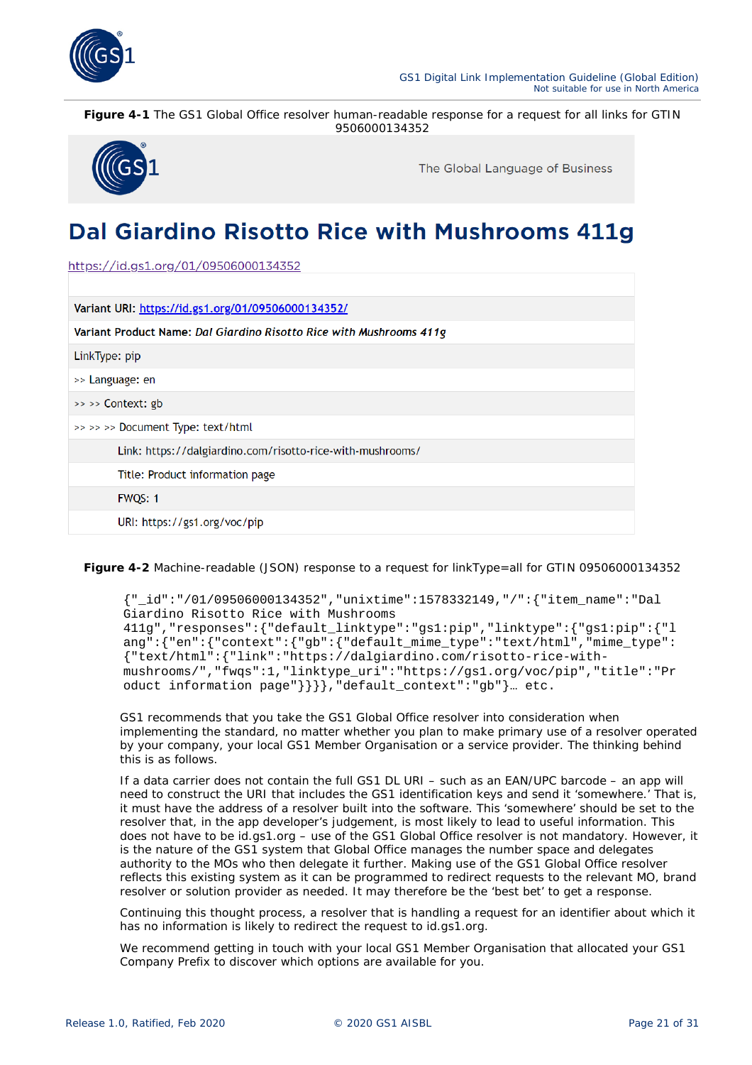**Figure 4-1** The GS1 Global Office resolver human-readable response for a request for all links for GTIN 9506000134352

The Global Language of Business

# Dal Giardino Risotto Rice with Mushrooms 411g

https://id.gs1.org/01/09506000134352

| |
|---|
| **Variant URI:** https://id.gs1.org/01/09506000134352/ |
| **Variant Product Name:** *Dal Giardino Risotto Rice with Mushrooms 411g* |
| LinkType: pip |
| >> Language: en |
| >> >> Context: gb |
| >> >> >> Document Type: text/html |
| Link: https://dalgiardino.com/risotto-rice-with-mushrooms/ |
| Title: Product information page |
| FWQS: 1 |
| URI: https://gs1.org/voc/pip |

**Figure 4-2** Machine-readable (JSON) response to a request for linkType=all for GTIN 09506000134352

```
{"_id":"/01/09506000134352","unixtime":1578332149,"/":{"item_name":"Dal
Giardino Risotto Rice with Mushrooms
411g","responses":{"default_linktype":"gs1:pip","linktype":{"gs1:pip":{"l
ang":{"en":{"context":{"gb":{"default_mime_type":"text/html","mime_type":
{"text/html":{"link":"https://dalgiardino.com/risotto-rice-with-
mushrooms/","fwqs":1,"linktype_uri":"https://gs1.org/voc/pip","title":"Pr
oduct information page"}}}},"default_context":"gb"}… etc.
```

GS1 recommends that you take the GS1 Global Office resolver into consideration when implementing the standard, no matter whether you plan to make primary use of a resolver operated by your company, your local GS1 Member Organisation or a service provider. The thinking behind this is as follows.

If a data carrier does not contain the full GS1 DL URI – such as an EAN/UPC barcode – an app will need to construct the URI that includes the GS1 identification keys and send it 'somewhere.' That is, it must have the address of a resolver built into the software. This 'somewhere' should be set to the resolver that, in the app developer's judgement, is most likely to lead to useful information. This does not have to be id.gs1.org – use of the GS1 Global Office resolver is not mandatory. However, it is the nature of the GS1 system that Global Office manages the number space and delegates authority to the MOs who then delegate it further. Making use of the GS1 Global Office resolver reflects this existing system as it can be programmed to redirect requests to the relevant MO, brand resolver or solution provider as needed. It may therefore be the 'best bet' to get a response.

Continuing this thought process, a resolver that is handling a request for an identifier about which it has no information is likely to redirect the request to id.gs1.org.

We recommend getting in touch with your local GS1 Member Organisation that allocated your GS1 Company Prefix to discover which options are available for you.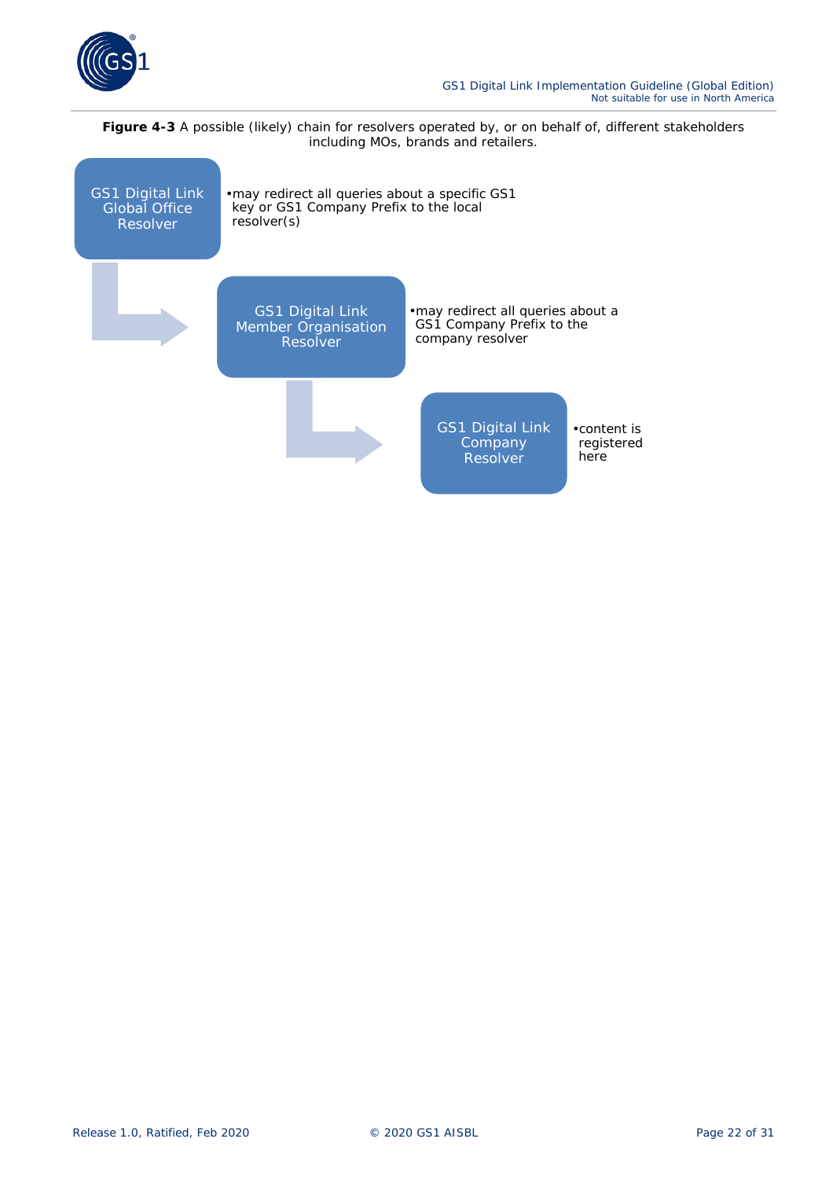**Figure 4-3** A possible (likely) chain for resolvers operated by, or on behalf of, different stakeholders including MOs, brands and retailers.

**GS1 Digital Link Global Office Resolver**

- may redirect all queries about a specific GS1 key or GS1 Company Prefix to the local resolver(s)

**GS1 Digital Link Member Organisation Resolver**

- may redirect all queries about a GS1 Company Prefix to the company resolver

**GS1 Digital Link Company Resolver**

- content is registered here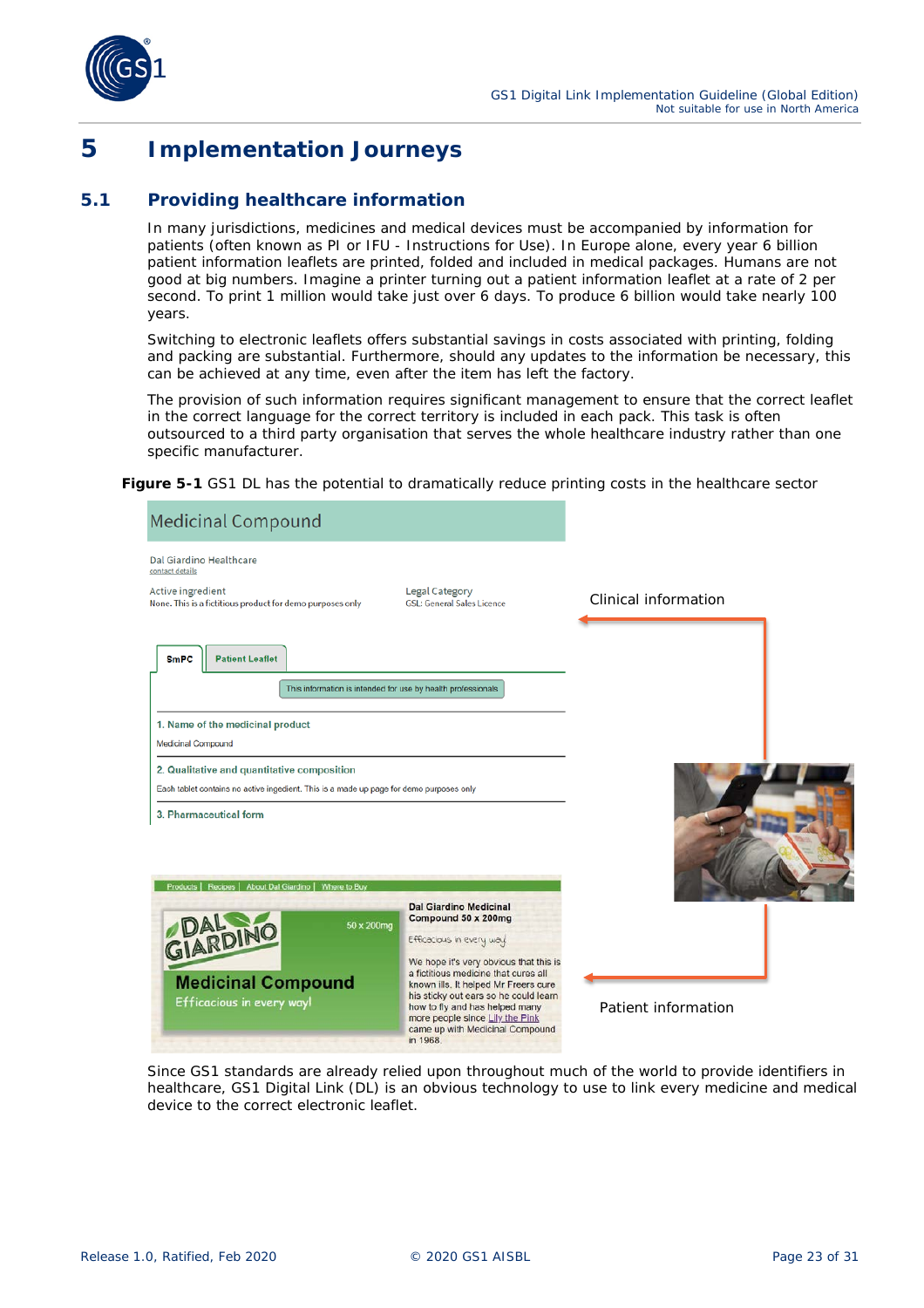# 5 Implementation Journeys

## 5.1 Providing healthcare information

In many jurisdictions, medicines and medical devices must be accompanied by information for patients (often known as PI or IFU - Instructions for Use). In Europe alone, every year 6 billion patient information leaflets are printed, folded and included in medical packages. Humans are not good at big numbers. Imagine a printer turning out a patient information leaflet at a rate of 2 per second. To print 1 million would take just over 6 days. To produce 6 billion would take nearly 100 years.

Switching to electronic leaflets offers substantial savings in costs associated with printing, folding and packing are substantial. Furthermore, should any updates to the information be necessary, this can be achieved at any time, even after the item has left the factory.

The provision of such information requires significant management to ensure that the correct leaflet in the correct language for the correct territory is included in each pack. This task is often outsourced to a third party organisation that serves the whole healthcare industry rather than one specific manufacturer.

**Figure 5-1** GS1 DL has the potential to dramatically reduce printing costs in the healthcare sector

Since GS1 standards are already relied upon throughout much of the world to provide identifiers in healthcare, GS1 Digital Link (DL) is an obvious technology to use to link every medicine and medical device to the correct electronic leaflet.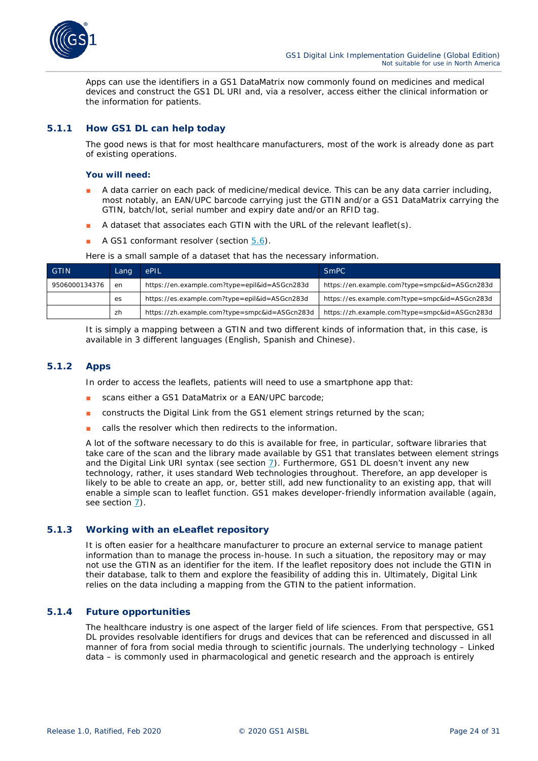Apps can use the identifiers in a GS1 DataMatrix now commonly found on medicines and medical devices and construct the GS1 DL URI and, via a resolver, access either the clinical information or the information for patients.

### 5.1.1 How GS1 DL can help today

The good news is that for most healthcare manufacturers, most of the work is already done as part of existing operations.

**You will need:**

- A data carrier on each pack of medicine/medical device. This can be any data carrier including, most notably, an EAN/UPC barcode carrying just the GTIN and/or a GS1 DataMatrix carrying the GTIN, batch/lot, serial number and expiry date and/or an RFID tag.
- A dataset that associates each GTIN with the URL of the relevant leaflet(s).
- A GS1 conformant resolver (section 5.6).

Here is a small sample of a dataset that has the necessary information.

| GTIN | Lang | ePIL | SmPC |
|---|---|---|---|
| 9506000134376 | en | https://en.example.com?type=epil&id=ASGcn283d | https://en.example.com?type=smpc&id=ASGcn283d |
| | es | https://es.example.com?type=epil&id=ASGcn283d | https://es.example.com?type=smpc&id=ASGcn283d |
| | zh | https://zh.example.com?type=smpc&id=ASGcn283d | https://zh.example.com?type=smpc&id=ASGcn283d |

It is simply a mapping between a GTIN and two different kinds of information that, in this case, is available in 3 different languages (English, Spanish and Chinese).

### 5.1.2 Apps

In order to access the leaflets, patients will need to use a smartphone app that:

- scans either a GS1 DataMatrix or a EAN/UPC barcode;
- constructs the Digital Link from the GS1 element strings returned by the scan;
- calls the resolver which then redirects to the information.

A lot of the software necessary to do this is available for free, in particular, software libraries that take care of the scan and the library made available by GS1 that translates between element strings and the Digital Link URI syntax (see section 7). Furthermore, GS1 DL doesn't invent any new technology, rather, it uses standard Web technologies throughout. Therefore, an app developer is likely to be able to create an app, or, better still, add new functionality to an existing app, that will enable a simple scan to leaflet function. GS1 makes developer-friendly information available (again, see section 7).

### 5.1.3 Working with an eLeaflet repository

It is often easier for a healthcare manufacturer to procure an external service to manage patient information than to manage the process in-house. In such a situation, the repository may or may not use the GTIN as an identifier for the item. If the leaflet repository does not include the GTIN in their database, talk to them and explore the feasibility of adding this in. Ultimately, Digital Link relies on the data including a mapping from the GTIN to the patient information.

### 5.1.4 Future opportunities

The healthcare industry is one aspect of the larger field of life sciences. From that perspective, GS1 DL provides resolvable identifiers for drugs and devices that can be referenced and discussed in all manner of fora from social media through to scientific journals. The underlying technology – Linked data – is commonly used in pharmacological and genetic research and the approach is entirely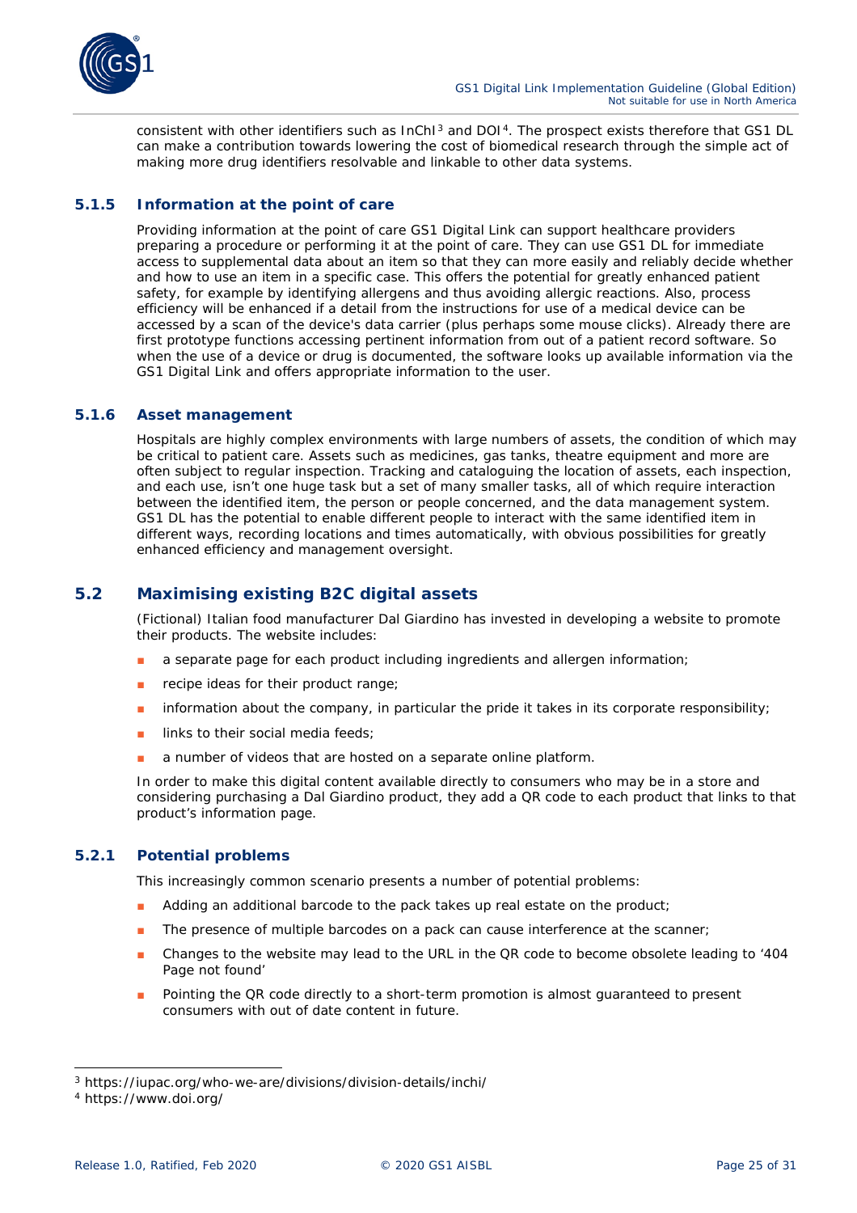consistent with other identifiers such as InChI[3] and DOI[4]. The prospect exists therefore that GS1 DL can make a contribution towards lowering the cost of biomedical research through the simple act of making more drug identifiers resolvable and linkable to other data systems.

### 5.1.5 Information at the point of care

Providing information at the point of care GS1 Digital Link can support healthcare providers preparing a procedure or performing it at the point of care. They can use GS1 DL for immediate access to supplemental data about an item so that they can more easily and reliably decide whether and how to use an item in a specific case. This offers the potential for greatly enhanced patient safety, for example by identifying allergens and thus avoiding allergic reactions. Also, process efficiency will be enhanced if a detail from the instructions for use of a medical device can be accessed by a scan of the device's data carrier (plus perhaps some mouse clicks). Already there are first prototype functions accessing pertinent information from out of a patient record software. So when the use of a device or drug is documented, the software looks up available information via the GS1 Digital Link and offers appropriate information to the user.

### 5.1.6 Asset management

Hospitals are highly complex environments with large numbers of assets, the condition of which may be critical to patient care. Assets such as medicines, gas tanks, theatre equipment and more are often subject to regular inspection. Tracking and cataloguing the location of assets, each inspection, and each use, isn't one huge task but a set of many smaller tasks, all of which require interaction between the identified item, the person or people concerned, and the data management system. GS1 DL has the potential to enable different people to interact with the same identified item in different ways, recording locations and times automatically, with obvious possibilities for greatly enhanced efficiency and management oversight.

## 5.2 Maximising existing B2C digital assets

(Fictional) Italian food manufacturer Dal Giardino has invested in developing a website to promote their products. The website includes:

- a separate page for each product including ingredients and allergen information;
- recipe ideas for their product range;
- information about the company, in particular the pride it takes in its corporate responsibility;
- links to their social media feeds;
- a number of videos that are hosted on a separate online platform.

In order to make this digital content available directly to consumers who may be in a store and considering purchasing a Dal Giardino product, they add a QR code to each product that links to that product's information page.

### 5.2.1 Potential problems

This increasingly common scenario presents a number of potential problems:

- Adding an additional barcode to the pack takes up real estate on the product;
- The presence of multiple barcodes on a pack can cause interference at the scanner;
- Changes to the website may lead to the URL in the QR code to become obsolete leading to '404 Page not found'
- Pointing the QR code directly to a short-term promotion is almost guaranteed to present consumers with out of date content in future.

---

[3] https://iupac.org/who-we-are/divisions/division-details/inchi/

[4] https://www.doi.org/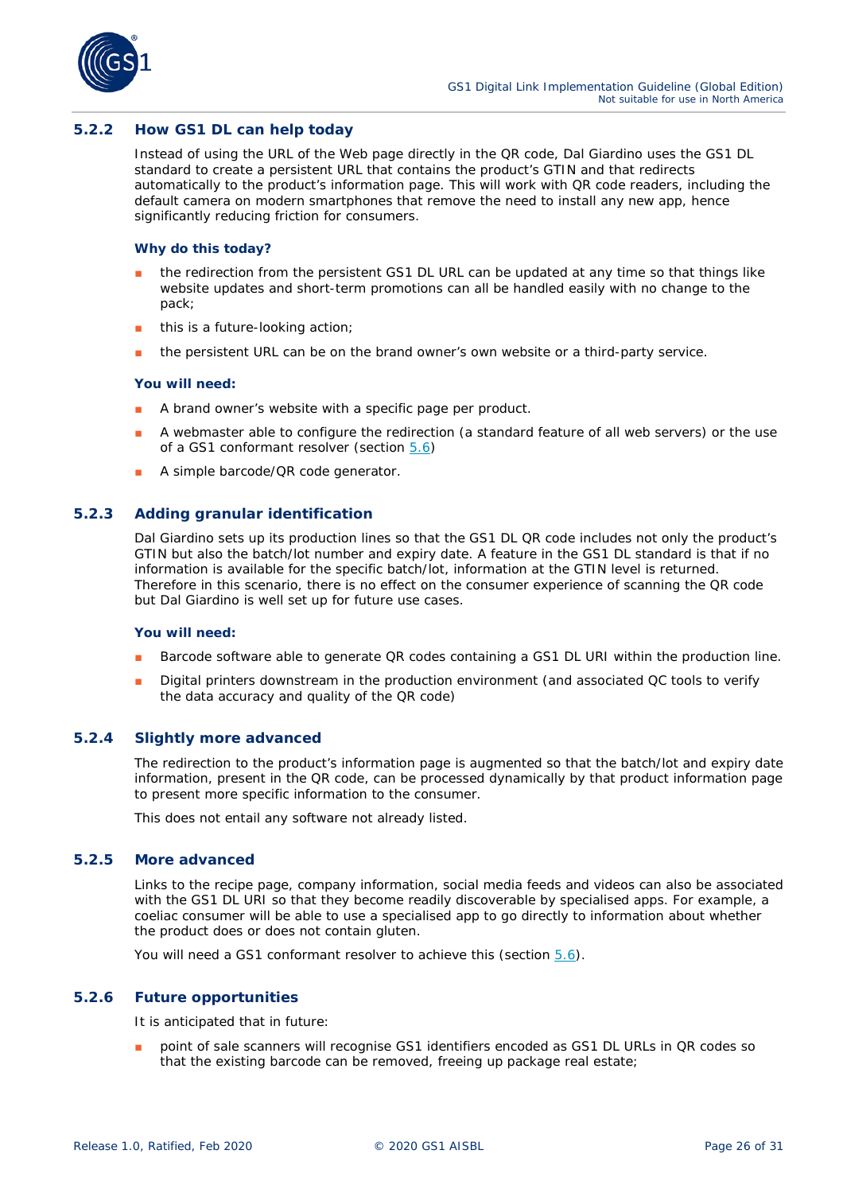### 5.2.2 How GS1 DL can help today

Instead of using the URL of the Web page directly in the QR code, Dal Giardino uses the GS1 DL standard to create a persistent URL that contains the product's GTIN and that redirects automatically to the product's information page. This will work with QR code readers, including the default camera on modern smartphones that remove the need to install any new app, hence significantly reducing friction for consumers.

#### Why do this today?

- the redirection from the persistent GS1 DL URL can be updated at any time so that things like website updates and short-term promotions can all be handled easily with no change to the pack;
- this is a future-looking action;
- the persistent URL can be on the brand owner's own website or a third-party service.

#### You will need:

- A brand owner's website with a specific page per product.
- A webmaster able to configure the redirection (a standard feature of all web servers) or the use of a GS1 conformant resolver (section 5.6)
- A simple barcode/QR code generator.

### 5.2.3 Adding granular identification

Dal Giardino sets up its production lines so that the GS1 DL QR code includes not only the product's GTIN but also the batch/lot number and expiry date. A feature in the GS1 DL standard is that if no information is available for the specific batch/lot, information at the GTIN level is returned. Therefore in this scenario, there is no effect on the consumer experience of scanning the QR code but Dal Giardino is well set up for future use cases.

#### You will need:

- Barcode software able to generate QR codes containing a GS1 DL URI within the production line.
- Digital printers downstream in the production environment (and associated QC tools to verify the data accuracy and quality of the QR code)

### 5.2.4 Slightly more advanced

The redirection to the product's information page is augmented so that the batch/lot and expiry date information, present in the QR code, can be processed dynamically by that product information page to present more specific information to the consumer.

This does not entail any software not already listed.

### 5.2.5 More advanced

Links to the recipe page, company information, social media feeds and videos can also be associated with the GS1 DL URI so that they become readily discoverable by specialised apps. For example, a coeliac consumer will be able to use a specialised app to go directly to information about whether the product does or does not contain gluten.

You will need a GS1 conformant resolver to achieve this (section 5.6).

### 5.2.6 Future opportunities

It is anticipated that in future:

- point of sale scanners will recognise GS1 identifiers encoded as GS1 DL URLs in QR codes so that the existing barcode can be removed, freeing up package real estate;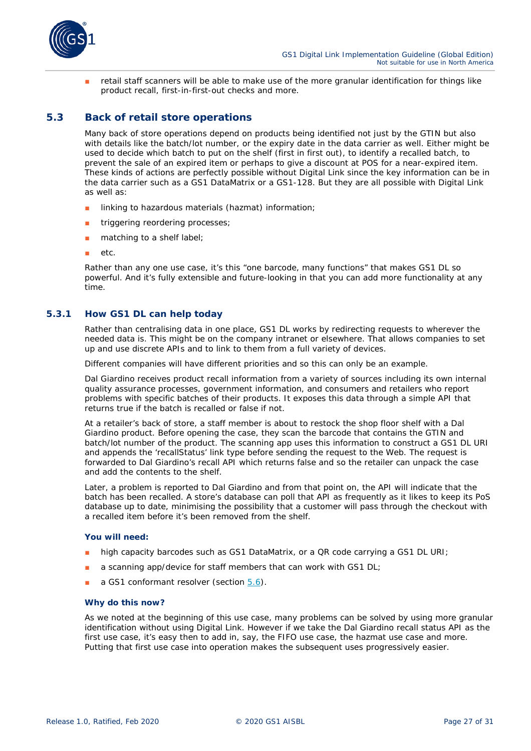- retail staff scanners will be able to make use of the more granular identification for things like product recall, first-in-first-out checks and more.

## 5.3 Back of retail store operations

Many back of store operations depend on products being identified not just by the GTIN but also with details like the batch/lot number, or the expiry date in the data carrier as well. Either might be used to decide which batch to put on the shelf (first in first out), to identify a recalled batch, to prevent the sale of an expired item or perhaps to give a discount at POS for a near-expired item. These kinds of actions are perfectly possible without Digital Link since the key information can be in the data carrier such as a GS1 DataMatrix or a GS1-128. But they are all possible with Digital Link as well as:

- linking to hazardous materials (hazmat) information;
- triggering reordering processes;
- matching to a shelf label;
- etc.

Rather than any one use case, it's this "one barcode, many functions" that makes GS1 DL so powerful. And it's fully extensible and future-looking in that you can add more functionality at any time.

### 5.3.1 How GS1 DL can help today

Rather than centralising data in one place, GS1 DL works by redirecting requests to wherever the needed data is. This might be on the company intranet or elsewhere. That allows companies to set up and use discrete APIs and to link to them from a full variety of devices.

Different companies will have different priorities and so this can only be an example.

Dal Giardino receives product recall information from a variety of sources including its own internal quality assurance processes, government information, and consumers and retailers who report problems with specific batches of their products. It exposes this data through a simple API that returns true if the batch is recalled or false if not.

At a retailer's back of store, a staff member is about to restock the shop floor shelf with a Dal Giardino product. Before opening the case, they scan the barcode that contains the GTIN and batch/lot number of the product. The scanning app uses this information to construct a GS1 DL URI and appends the 'recallStatus' link type before sending the request to the Web. The request is forwarded to Dal Giardino's recall API which returns false and so the retailer can unpack the case and add the contents to the shelf.

Later, a problem is reported to Dal Giardino and from that point on, the API will indicate that the batch has been recalled. A store's database can poll that API as frequently as it likes to keep its PoS database up to date, minimising the possibility that a customer will pass through the checkout with a recalled item before it's been removed from the shelf.

#### You will need:

- high capacity barcodes such as GS1 DataMatrix, or a QR code carrying a GS1 DL URI;
- a scanning app/device for staff members that can work with GS1 DL;
- a GS1 conformant resolver (section 5.6).

#### Why do this now?

As we noted at the beginning of this use case, many problems can be solved by using more granular identification without using Digital Link. However if we take the Dal Giardino recall status API as the first use case, it's easy then to add in, say, the FIFO use case, the hazmat use case and more. Putting that first use case into operation makes the subsequent uses progressively easier.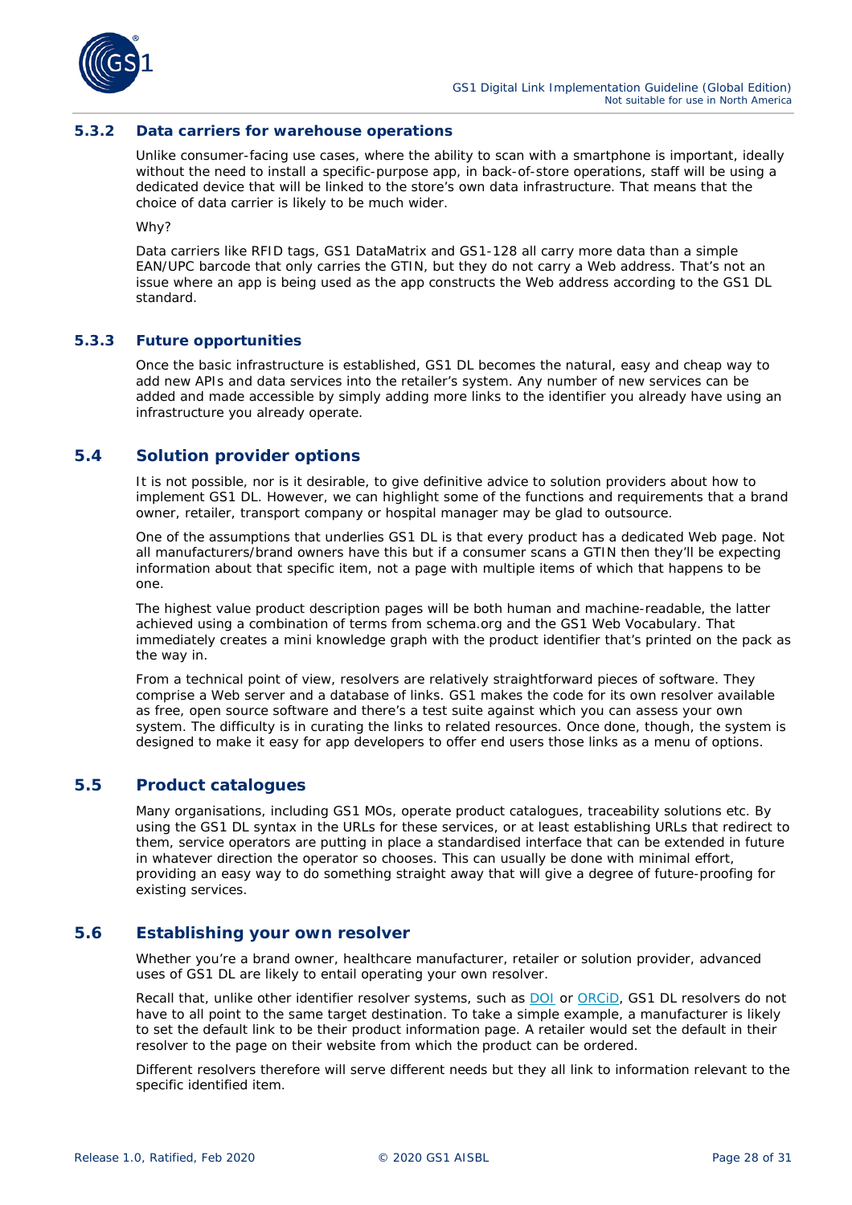### 5.3.2 Data carriers for warehouse operations

Unlike consumer-facing use cases, where the ability to scan with a smartphone is important, ideally without the need to install a specific-purpose app, in back-of-store operations, staff will be using a dedicated device that will be linked to the store's own data infrastructure. That means that the choice of data carrier is likely to be much wider.

Why?

Data carriers like RFID tags, GS1 DataMatrix and GS1-128 all carry more data than a simple EAN/UPC barcode that only carries the GTIN, but they do not carry a Web address. That's not an issue where an app is being used as the app constructs the Web address according to the GS1 DL standard.

### 5.3.3 Future opportunities

Once the basic infrastructure is established, GS1 DL becomes the natural, easy and cheap way to add new APIs and data services into the retailer's system. Any number of new services can be added and made accessible by simply adding more links to the identifier you already have using an infrastructure you already operate.

## 5.4 Solution provider options

It is not possible, nor is it desirable, to give definitive advice to solution providers about how to implement GS1 DL. However, we can highlight some of the functions and requirements that a brand owner, retailer, transport company or hospital manager may be glad to outsource.

One of the assumptions that underlies GS1 DL is that every product has a dedicated Web page. Not all manufacturers/brand owners have this but if a consumer scans a GTIN then they'll be expecting information about that specific item, not a page with multiple items of which that happens to be one.

The highest value product description pages will be both human and machine-readable, the latter achieved using a combination of terms from schema.org and the GS1 Web Vocabulary. That immediately creates a mini knowledge graph with the product identifier that's printed on the pack as the way in.

From a technical point of view, resolvers are relatively straightforward pieces of software. They comprise a Web server and a database of links. GS1 makes the code for its own resolver available as free, open source software and there's a test suite against which you can assess your own system. The difficulty is in curating the links to related resources. Once done, though, the system is designed to make it easy for app developers to offer end users those links as a menu of options.

## 5.5 Product catalogues

Many organisations, including GS1 MOs, operate product catalogues, traceability solutions etc. By using the GS1 DL syntax in the URLs for these services, or at least establishing URLs that redirect to them, service operators are putting in place a standardised interface that can be extended in future in whatever direction the operator so chooses. This can usually be done with minimal effort, providing an easy way to do something straight away that will give a degree of future-proofing for existing services.

## 5.6 Establishing your own resolver

Whether you're a brand owner, healthcare manufacturer, retailer or solution provider, advanced uses of GS1 DL are likely to entail operating your own resolver.

Recall that, unlike other identifier resolver systems, such as DOI or ORCiD, GS1 DL resolvers do not have to all point to the same target destination. To take a simple example, a manufacturer is likely to set the default link to be their product information page. A retailer would set the default in their resolver to the page on their website from which the product can be ordered.

Different resolvers therefore will serve different needs but they all link to information relevant to the specific identified item.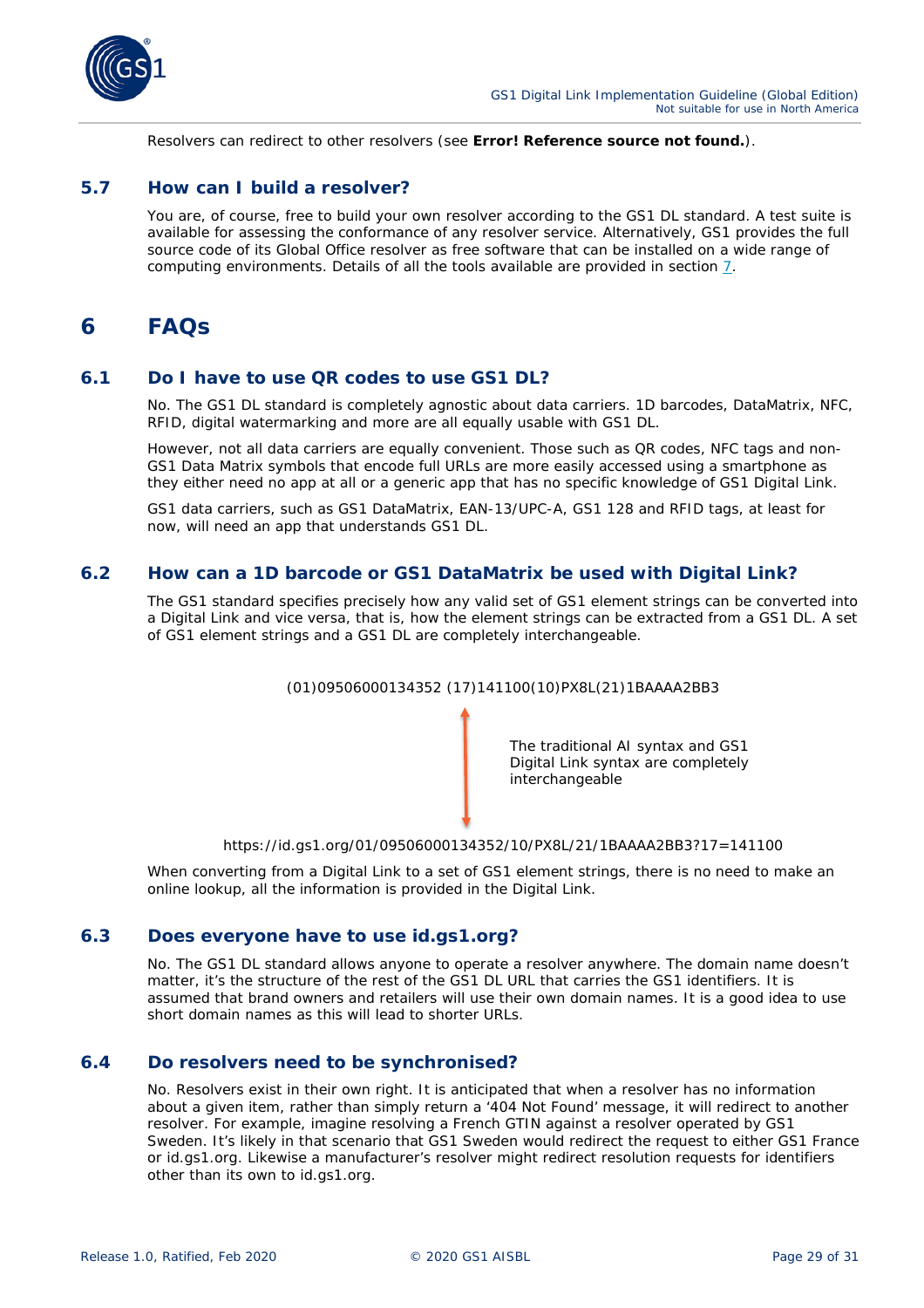Resolvers can redirect to other resolvers (see **Error! Reference source not found.**).

## 5.7 How can I build a resolver?

You are, of course, free to build your own resolver according to the GS1 DL standard. A test suite is available for assessing the conformance of any resolver service. Alternatively, GS1 provides the full source code of its Global Office resolver as free software that can be installed on a wide range of computing environments. Details of all the tools available are provided in section 7.

# 6 FAQs

## 6.1 Do I have to use QR codes to use GS1 DL?

No. The GS1 DL standard is completely agnostic about data carriers. 1D barcodes, DataMatrix, NFC, RFID, digital watermarking and more are all equally usable with GS1 DL.

However, not all data carriers are equally convenient. Those such as QR codes, NFC tags and non-GS1 Data Matrix symbols that encode full URLs are more easily accessed using a smartphone as they either need no app at all or a generic app that has no specific knowledge of GS1 Digital Link.

GS1 data carriers, such as GS1 DataMatrix, EAN-13/UPC-A, GS1 128 and RFID tags, at least for now, will need an app that understands GS1 DL.

## 6.2 How can a 1D barcode or GS1 DataMatrix be used with Digital Link?

The GS1 standard specifies precisely how any valid set of GS1 element strings can be converted into a Digital Link and vice versa, that is, how the element strings can be extracted from a GS1 DL. A set of GS1 element strings and a GS1 DL are completely interchangeable.

(01)09506000134352 (17)141100(10)PX8L(21)1BAAAA2BB3

↕ The traditional AI syntax and GS1 Digital Link syntax are completely interchangeable

https://id.gs1.org/01/09506000134352/10/PX8L/21/1BAAAA2BB3?17=141100

When converting from a Digital Link to a set of GS1 element strings, there is no need to make an online lookup, all the information is provided in the Digital Link.

## 6.3 Does everyone have to use id.gs1.org?

No. The GS1 DL standard allows anyone to operate a resolver anywhere. The domain name doesn't matter, it's the structure of the rest of the GS1 DL URL that carries the GS1 identifiers. It is assumed that brand owners and retailers will use their own domain names. It is a good idea to use short domain names as this will lead to shorter URLs.

## 6.4 Do resolvers need to be synchronised?

No. Resolvers exist in their own right. It is anticipated that when a resolver has no information about a given item, rather than simply return a '404 Not Found' message, it will redirect to another resolver. For example, imagine resolving a French GTIN against a resolver operated by GS1 Sweden. It's likely in that scenario that GS1 Sweden would redirect the request to either GS1 France or id.gs1.org. Likewise a manufacturer's resolver might redirect resolution requests for identifiers other than its own to id.gs1.org.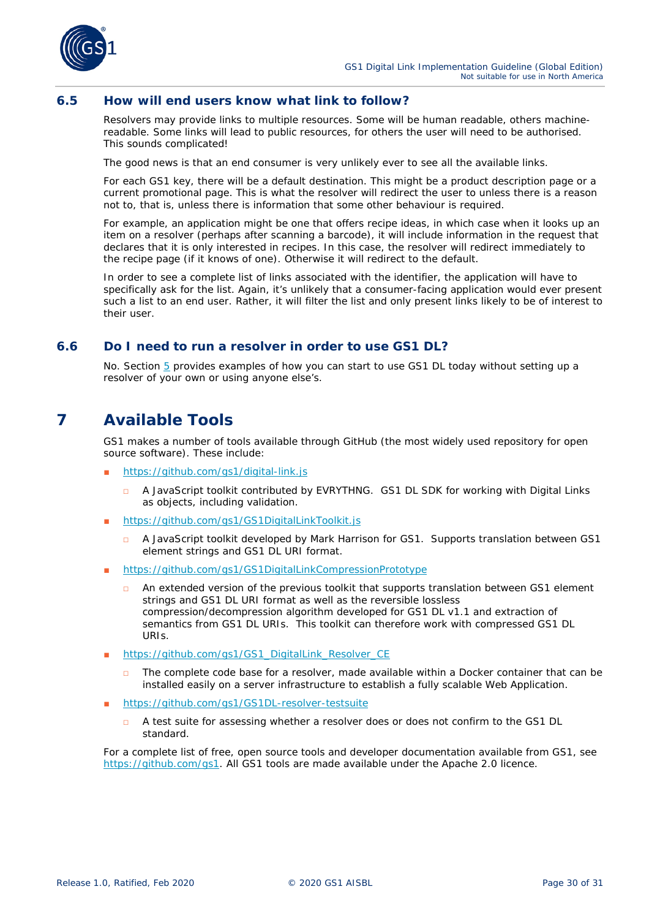## 6.5 How will end users know what link to follow?

Resolvers may provide links to multiple resources. Some will be human readable, others machine-readable. Some links will lead to public resources, for others the user will need to be authorised. This sounds complicated!

The good news is that an end consumer is very unlikely ever to see all the available links.

For each GS1 key, there will be a default destination. This might be a product description page or a current promotional page. This is what the resolver will redirect the user to unless there is a reason not to, that is, unless there is information that some other behaviour is required.

For example, an application might be one that offers recipe ideas, in which case when it looks up an item on a resolver (perhaps after scanning a barcode), it will include information in the request that declares that it is only interested in recipes. In this case, the resolver will redirect immediately to the recipe page (if it knows of one). Otherwise it will redirect to the default.

In order to see a complete list of links associated with the identifier, the application will have to specifically ask for the list. Again, it's unlikely that a consumer-facing application would ever present such a list to an end user. Rather, it will filter the list and only present links likely to be of interest to their user.

## 6.6 Do I need to run a resolver in order to use GS1 DL?

No. Section 5 provides examples of how you can start to use GS1 DL today without setting up a resolver of your own or using anyone else's.

# 7 Available Tools

GS1 makes a number of tools available through GitHub (the most widely used repository for open source software). These include:

- https://github.com/gs1/digital-link.js
  - A JavaScript toolkit contributed by EVRYTHNG. GS1 DL SDK for working with Digital Links as objects, including validation.
- https://github.com/gs1/GS1DigitalLinkToolkit.js
  - A JavaScript toolkit developed by Mark Harrison for GS1. Supports translation between GS1 element strings and GS1 DL URI format.
- https://github.com/gs1/GS1DigitalLinkCompressionPrototype
  - An extended version of the previous toolkit that supports translation between GS1 element strings and GS1 DL URI format as well as the reversible lossless compression/decompression algorithm developed for GS1 DL v1.1 and extraction of semantics from GS1 DL URIs. This toolkit can therefore work with compressed GS1 DL URIs.
- https://github.com/gs1/GS1_DigitalLink_Resolver_CE
  - The complete code base for a resolver, made available within a Docker container that can be installed easily on a server infrastructure to establish a fully scalable Web Application.
- https://github.com/gs1/GS1DL-resolver-testsuite
  - A test suite for assessing whether a resolver does or does not confirm to the GS1 DL standard.

For a complete list of free, open source tools and developer documentation available from GS1, see https://github.com/gs1. All GS1 tools are made available under the Apache 2.0 licence.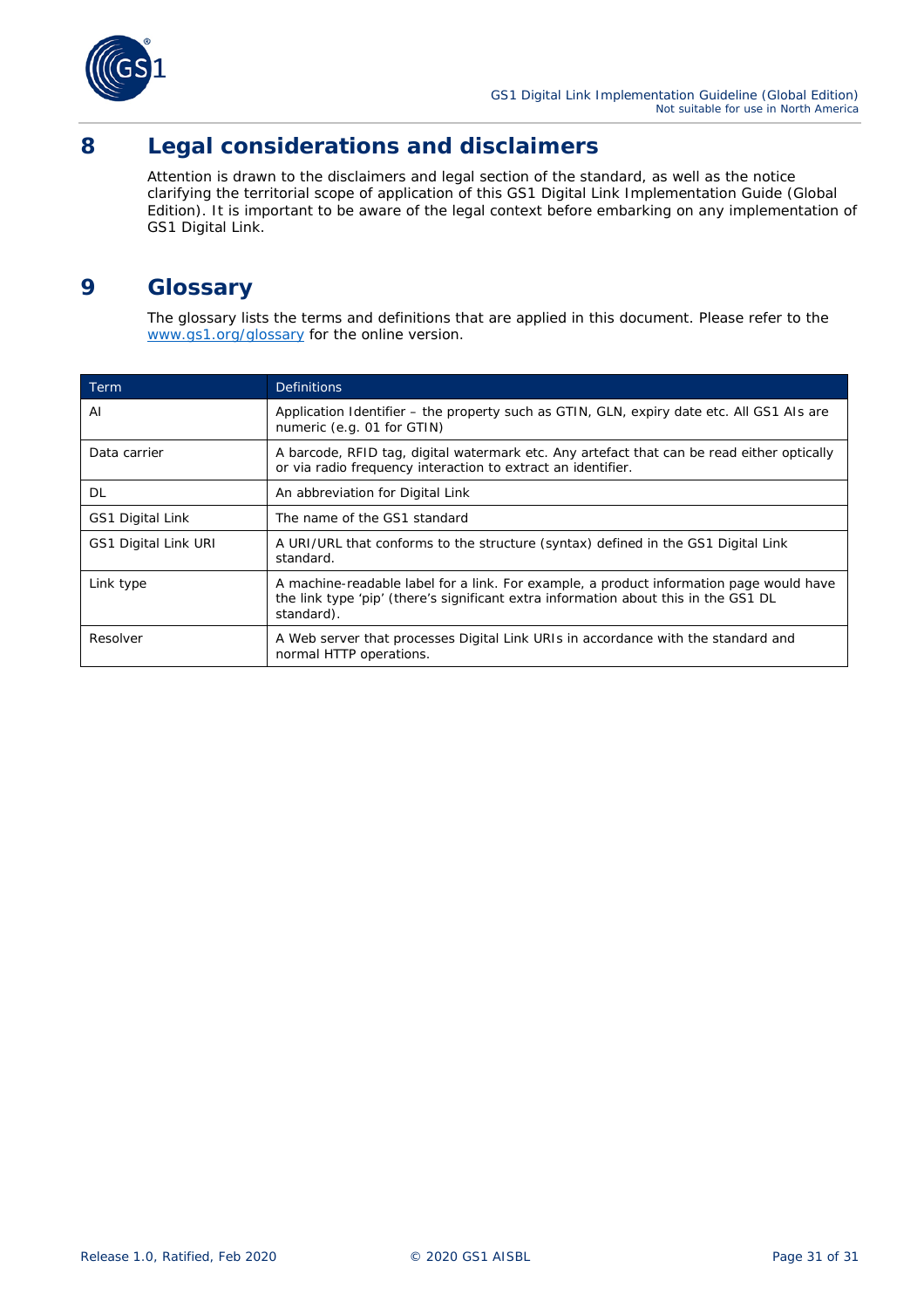# 8 Legal considerations and disclaimers

Attention is drawn to the disclaimers and legal section of the standard, as well as the notice clarifying the territorial scope of application of this GS1 Digital Link Implementation Guide (Global Edition). It is important to be aware of the legal context before embarking on any implementation of GS1 Digital Link.

# 9 Glossary

The glossary lists the terms and definitions that are applied in this document. Please refer to the www.gs1.org/glossary for the online version.

| Term | Definitions |
|---|---|
| AI | Application Identifier – the property such as GTIN, GLN, expiry date etc. All GS1 AIs are numeric (e.g. 01 for GTIN) |
| Data carrier | A barcode, RFID tag, digital watermark etc. Any artefact that can be read either optically or via radio frequency interaction to extract an identifier. |
| DL | An abbreviation for Digital Link |
| GS1 Digital Link | The name of the GS1 standard |
| GS1 Digital Link URI | A URI/URL that conforms to the structure (syntax) defined in the GS1 Digital Link standard. |
| Link type | A machine-readable label for a link. For example, a product information page would have the link type 'pip' (there's significant extra information about this in the GS1 DL standard). |
| Resolver | A Web server that processes Digital Link URIs in accordance with the standard and normal HTTP operations. |